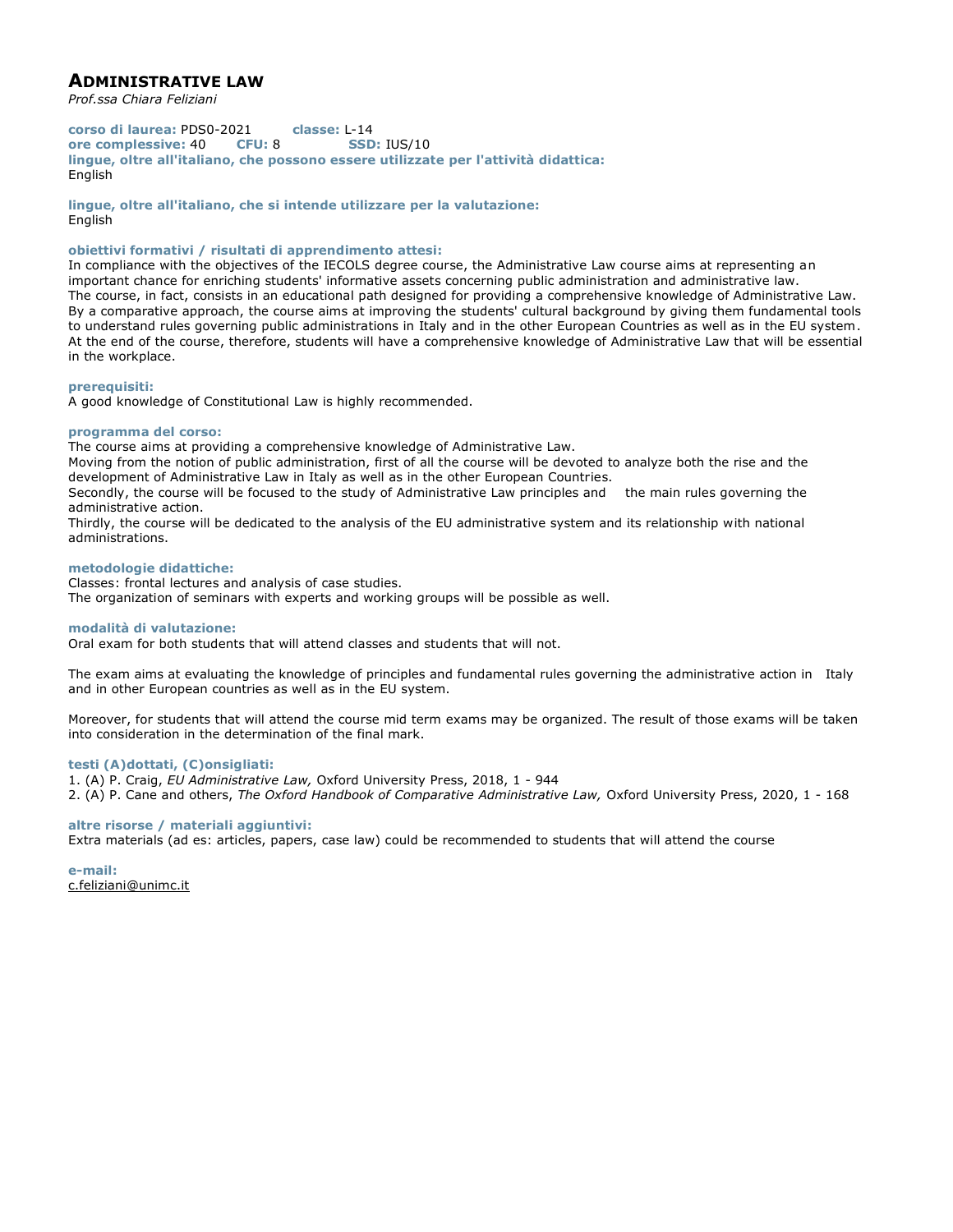# ADMINISTRATIVE LAW

*Prof.ssa Chiara Feliziani*

**corso di laurea:** PDS0-2021 **classe:** L-14
**ore complessive:** 40 **CFU:** 8 **SSD:** IUS/10
**lingue, oltre all'italiano, che possono essere utilizzate per l'attività didattica:**
English

**lingue, oltre all'italiano, che si intende utilizzare per la valutazione:**
English

**obiettivi formativi / risultati di apprendimento attesi:**
In compliance with the objectives of the IECOLS degree course, the Administrative Law course aims at representing an important chance for enriching students' informative assets concerning public administration and administrative law.
The course, in fact, consists in an educational path designed for providing a comprehensive knowledge of Administrative Law.
By a comparative approach, the course aims at improving the students' cultural background by giving them fundamental tools to understand rules governing public administrations in Italy and in the other European Countries as well as in the EU system.
At the end of the course, therefore, students will have a comprehensive knowledge of Administrative Law that will be essential in the workplace.

**prerequisiti:**
A good knowledge of Constitutional Law is highly recommended.

**programma del corso:**
The course aims at providing a comprehensive knowledge of Administrative Law.
Moving from the notion of public administration, first of all the course will be devoted to analyze both the rise and the development of Administrative Law in Italy as well as in the other European Countries.
Secondly, the course will be focused to the study of Administrative Law principles and the main rules governing the administrative action.
Thirdly, the course will be dedicated to the analysis of the EU administrative system and its relationship with national administrations.

**metodologie didattiche:**
Classes: frontal lectures and analysis of case studies.
The organization of seminars with experts and working groups will be possible as well.

**modalità di valutazione:**
Oral exam for both students that will attend classes and students that will not.

The exam aims at evaluating the knowledge of principles and fundamental rules governing the administrative action in Italy and in other European countries as well as in the EU system.

Moreover, for students that will attend the course mid term exams may be organized. The result of those exams will be taken into consideration in the determination of the final mark.

**testi (A)dottati, (C)onsigliati:**
1. (A) P. Craig, *EU Administrative Law,* Oxford University Press, 2018, 1 - 944
2. (A) P. Cane and others, *The Oxford Handbook of Comparative Administrative Law,* Oxford University Press, 2020, 1 - 168

**altre risorse / materiali aggiuntivi:**
Extra materials (ad es: articles, papers, case law) could be recommended to students that will attend the course

**e-mail:**
c.feliziani@unimc.it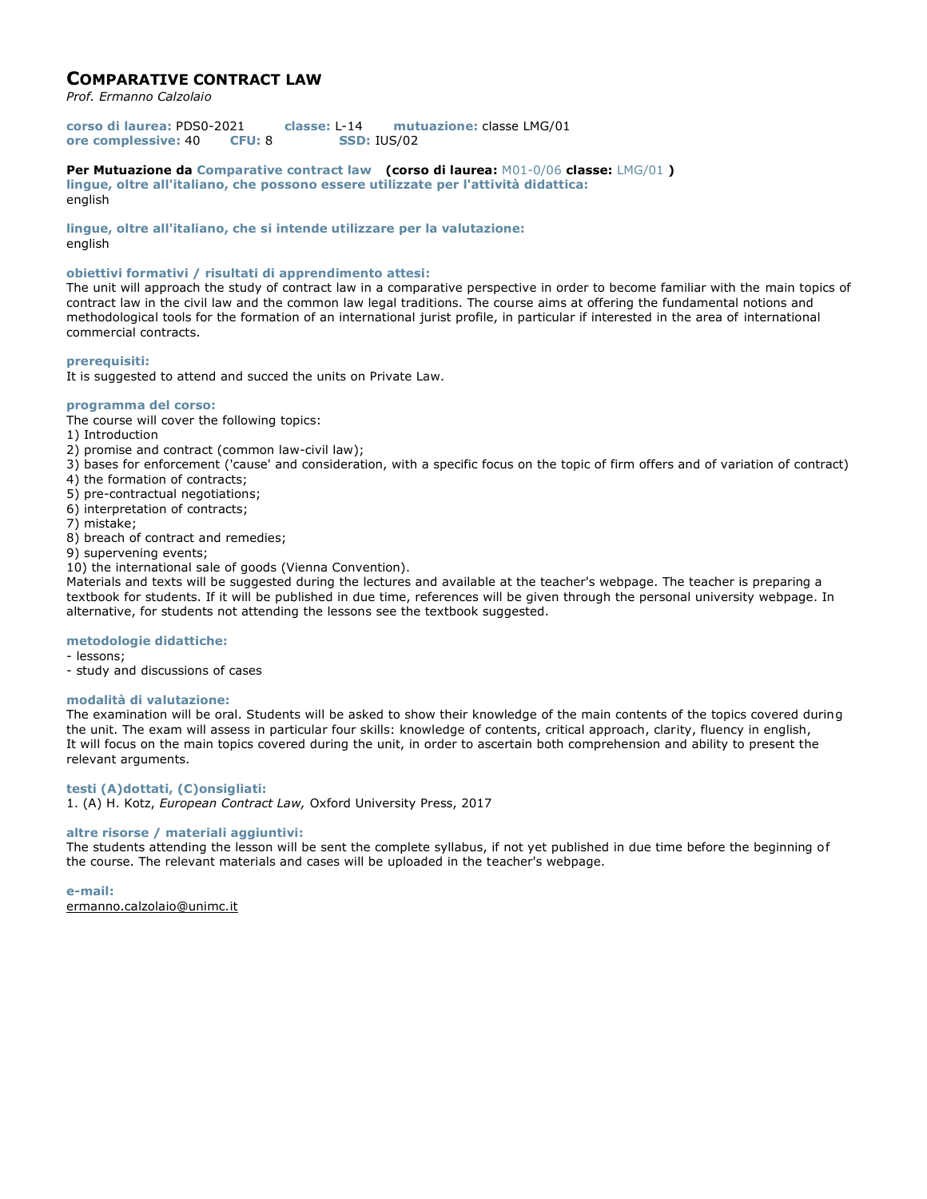# COMPARATIVE CONTRACT LAW

*Prof. Ermanno Calzolaio*

**corso di laurea:** PDS0-2021 **classe:** L-14 **mutuazione:** classe LMG/01
**ore complessive:** 40 **CFU:** 8 **SSD:** IUS/02

**Per Mutuazione da Comparative contract law (corso di laurea: M01-0/06 classe: LMG/01 )**

**lingue, oltre all'italiano, che possono essere utilizzate per l'attività didattica:**
english

**lingue, oltre all'italiano, che si intende utilizzare per la valutazione:**
english

**obiettivi formativi / risultati di apprendimento attesi:**
The unit will approach the study of contract law in a comparative perspective in order to become familiar with the main topics of contract law in the civil law and the common law legal traditions. The course aims at offering the fundamental notions and methodological tools for the formation of an international jurist profile, in particular if interested in the area of international commercial contracts.

**prerequisiti:**
It is suggested to attend and succed the units on Private Law.

**programma del corso:**
The course will cover the following topics:
1) Introduction
2) promise and contract (common law-civil law);
3) bases for enforcement ('cause' and consideration, with a specific focus on the topic of firm offers and of variation of contract)
4) the formation of contracts;
5) pre-contractual negotiations;
6) interpretation of contracts;
7) mistake;
8) breach of contract and remedies;
9) supervening events;
10) the international sale of goods (Vienna Convention).
Materials and texts will be suggested during the lectures and available at the teacher's webpage. The teacher is preparing a textbook for students. If it will be published in due time, references will be given through the personal university webpage. In alternative, for students not attending the lessons see the textbook suggested.

**metodologie didattiche:**
- lessons;
- study and discussions of cases

**modalità di valutazione:**
The examination will be oral. Students will be asked to show their knowledge of the main contents of the topics covered during the unit. The exam will assess in particular four skills: knowledge of contents, critical approach, clarity, fluency in english,
It will focus on the main topics covered during the unit, in order to ascertain both comprehension and ability to present the relevant arguments.

**testi (A)dottati, (C)onsigliati:**
1. (A) H. Kotz, *European Contract Law,* Oxford University Press, 2017

**altre risorse / materiali aggiuntivi:**
The students attending the lesson will be sent the complete syllabus, if not yet published in due time before the beginning of the course. The relevant materials and cases will be uploaded in the teacher's webpage.

**e-mail:**
ermanno.calzolaio@unimc.it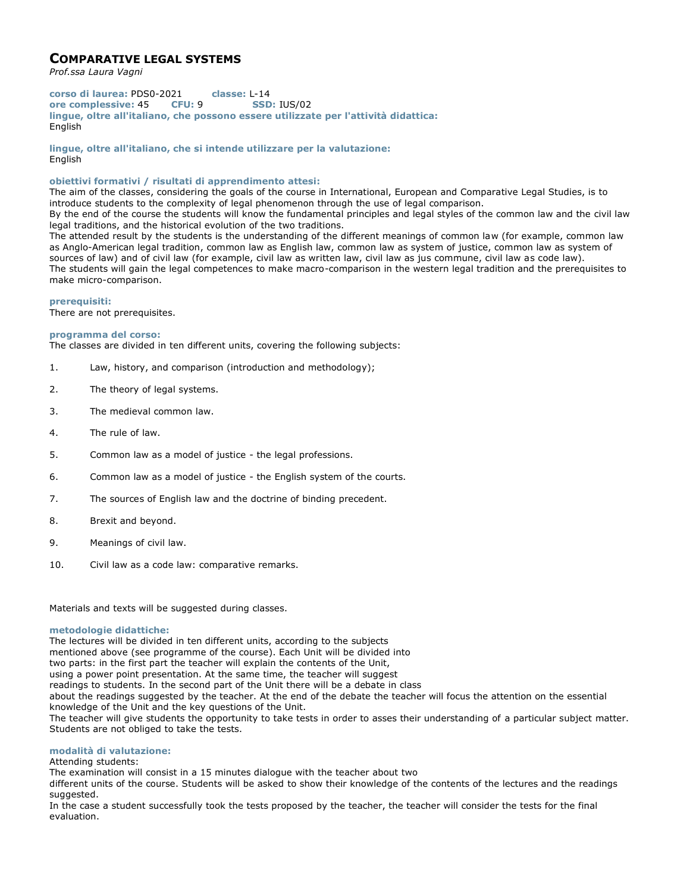# COMPARATIVE LEGAL SYSTEMS

*Prof.ssa Laura Vagni*

**corso di laurea:** PDS0-2021 **classe:** L-14
**ore complessive:** 45 **CFU:** 9 **SSD:** IUS/02
**lingue, oltre all'italiano, che possono essere utilizzate per l'attività didattica:**
English

**lingue, oltre all'italiano, che si intende utilizzare per la valutazione:**
English

**obiettivi formativi / risultati di apprendimento attesi:**
The aim of the classes, considering the goals of the course in International, European and Comparative Legal Studies, is to introduce students to the complexity of legal phenomenon through the use of legal comparison.
By the end of the course the students will know the fundamental principles and legal styles of the common law and the civil law legal traditions, and the historical evolution of the two traditions.
The attended result by the students is the understanding of the different meanings of common law (for example, common law as Anglo-American legal tradition, common law as English law, common law as system of justice, common law as system of sources of law) and of civil law (for example, civil law as written law, civil law as jus commune, civil law as code law).
The students will gain the legal competences to make macro-comparison in the western legal tradition and the prerequisites to make micro-comparison.

**prerequisiti:**
There are not prerequisites.

**programma del corso:**
The classes are divided in ten different units, covering the following subjects:

1. Law, history, and comparison (introduction and methodology);
2. The theory of legal systems.
3. The medieval common law.
4. The rule of law.
5. Common law as a model of justice - the legal professions.
6. Common law as a model of justice - the English system of the courts.
7. The sources of English law and the doctrine of binding precedent.
8. Brexit and beyond.
9. Meanings of civil law.
10. Civil law as a code law: comparative remarks.

Materials and texts will be suggested during classes.

**metodologie didattiche:**
The lectures will be divided in ten different units, according to the subjects mentioned above (see programme of the course). Each Unit will be divided into two parts: in the first part the teacher will explain the contents of the Unit, using a power point presentation. At the same time, the teacher will suggest readings to students. In the second part of the Unit there will be a debate in class about the readings suggested by the teacher. At the end of the debate the teacher will focus the attention on the essential knowledge of the Unit and the key questions of the Unit.
The teacher will give students the opportunity to take tests in order to asses their understanding of a particular subject matter. Students are not obliged to take the tests.

**modalità di valutazione:**
Attending students:
The examination will consist in a 15 minutes dialogue with the teacher about two different units of the course. Students will be asked to show their knowledge of the contents of the lectures and the readings suggested.
In the case a student successfully took the tests proposed by the teacher, the teacher will consider the tests for the final evaluation.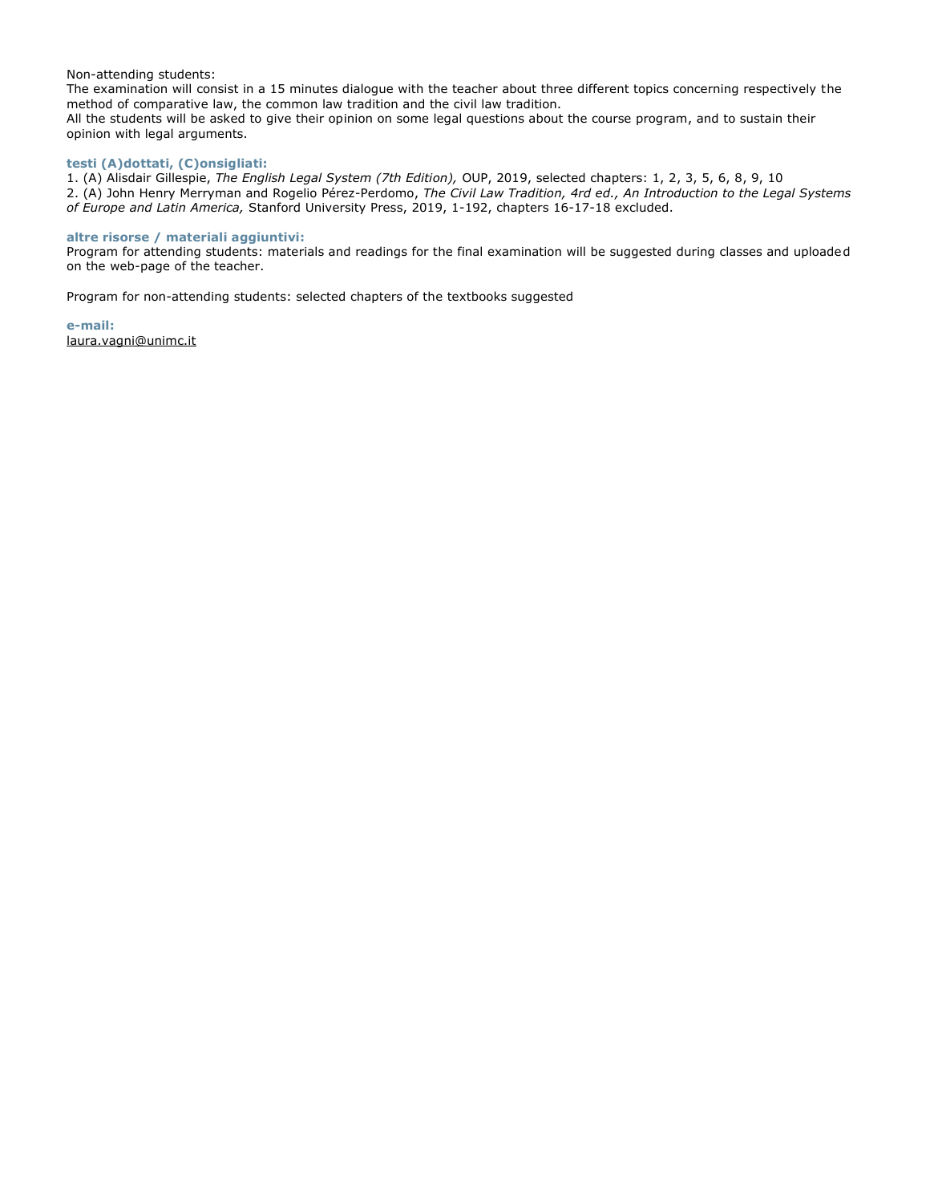Non-attending students:
The examination will consist in a 15 minutes dialogue with the teacher about three different topics concerning respectively the method of comparative law, the common law tradition and the civil law tradition.
All the students will be asked to give their opinion on some legal questions about the course program, and to sustain their opinion with legal arguments.

**testi (A)dottati, (C)onsigliati:**

1. (A) Alisdair Gillespie, *The English Legal System (7th Edition),* OUP, 2019, selected chapters: 1, 2, 3, 5, 6, 8, 9, 10
2. (A) John Henry Merryman and Rogelio Pérez-Perdomo, *The Civil Law Tradition, 4rd ed., An Introduction to the Legal Systems of Europe and Latin America,* Stanford University Press, 2019, 1-192, chapters 16-17-18 excluded.

**altre risorse / materiali aggiuntivi:**

Program for attending students: materials and readings for the final examination will be suggested during classes and uploaded on the web-page of the teacher.

Program for non-attending students: selected chapters of the textbooks suggested

**e-mail:**

laura.vagni@unimc.it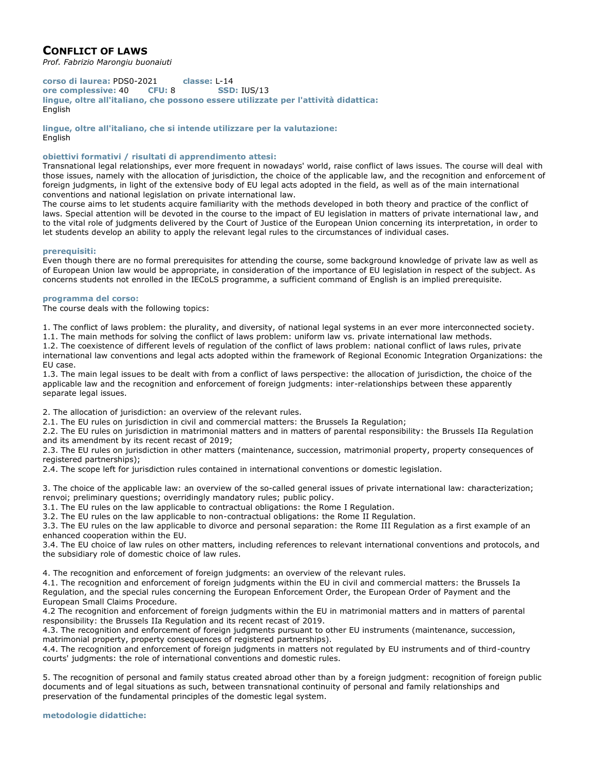# CONFLICT OF LAWS

*Prof. Fabrizio Marongiu buonaiuti*

**corso di laurea:** PDS0-2021 **classe:** L-14
**ore complessive:** 40 **CFU:** 8 **SSD:** IUS/13
**lingue, oltre all'italiano, che possono essere utilizzate per l'attività didattica:**
English

**lingue, oltre all'italiano, che si intende utilizzare per la valutazione:**
English

**obiettivi formativi / risultati di apprendimento attesi:**
Transnational legal relationships, ever more frequent in nowadays' world, raise conflict of laws issues. The course will deal with those issues, namely with the allocation of jurisdiction, the choice of the applicable law, and the recognition and enforcement of foreign judgments, in light of the extensive body of EU legal acts adopted in the field, as well as of the main international conventions and national legislation on private international law.
The course aims to let students acquire familiarity with the methods developed in both theory and practice of the conflict of laws. Special attention will be devoted in the course to the impact of EU legislation in matters of private international law, and to the vital role of judgments delivered by the Court of Justice of the European Union concerning its interpretation, in order to let students develop an ability to apply the relevant legal rules to the circumstances of individual cases.

**prerequisiti:**
Even though there are no formal prerequisites for attending the course, some background knowledge of private law as well as of European Union law would be appropriate, in consideration of the importance of EU legislation in respect of the subject. As concerns students not enrolled in the IECoLS programme, a sufficient command of English is an implied prerequisite.

**programma del corso:**
The course deals with the following topics:

1. The conflict of laws problem: the plurality, and diversity, of national legal systems in an ever more interconnected society.
1.1. The main methods for solving the conflict of laws problem: uniform law vs. private international law methods.
1.2. The coexistence of different levels of regulation of the conflict of laws problem: national conflict of laws rules, private international law conventions and legal acts adopted within the framework of Regional Economic Integration Organizations: the EU case.
1.3. The main legal issues to be dealt with from a conflict of laws perspective: the allocation of jurisdiction, the choice of the applicable law and the recognition and enforcement of foreign judgments: inter-relationships between these apparently separate legal issues.

2. The allocation of jurisdiction: an overview of the relevant rules.
2.1. The EU rules on jurisdiction in civil and commercial matters: the Brussels Ia Regulation;
2.2. The EU rules on jurisdiction in matrimonial matters and in matters of parental responsibility: the Brussels IIa Regulation and its amendment by its recent recast of 2019;
2.3. The EU rules on jurisdiction in other matters (maintenance, succession, matrimonial property, property consequences of registered partnerships);
2.4. The scope left for jurisdiction rules contained in international conventions or domestic legislation.

3. The choice of the applicable law: an overview of the so-called general issues of private international law: characterization; renvoi; preliminary questions; overridingly mandatory rules; public policy.
3.1. The EU rules on the law applicable to contractual obligations: the Rome I Regulation.
3.2. The EU rules on the law applicable to non-contractual obligations: the Rome II Regulation.
3.3. The EU rules on the law applicable to divorce and personal separation: the Rome III Regulation as a first example of an enhanced cooperation within the EU.
3.4. The EU choice of law rules on other matters, including references to relevant international conventions and protocols, and the subsidiary role of domestic choice of law rules.

4. The recognition and enforcement of foreign judgments: an overview of the relevant rules.
4.1. The recognition and enforcement of foreign judgments within the EU in civil and commercial matters: the Brussels Ia Regulation, and the special rules concerning the European Enforcement Order, the European Order of Payment and the European Small Claims Procedure.
4.2 The recognition and enforcement of foreign judgments within the EU in matrimonial matters and in matters of parental responsibility: the Brussels IIa Regulation and its recent recast of 2019.
4.3. The recognition and enforcement of foreign judgments pursuant to other EU instruments (maintenance, succession, matrimonial property, property consequences of registered partnerships).
4.4. The recognition and enforcement of foreign judgments in matters not regulated by EU instruments and of third-country courts' judgments: the role of international conventions and domestic rules.

5. The recognition of personal and family status created abroad other than by a foreign judgment: recognition of foreign public documents and of legal situations as such, between transnational continuity of personal and family relationships and preservation of the fundamental principles of the domestic legal system.

**metodologie didattiche:**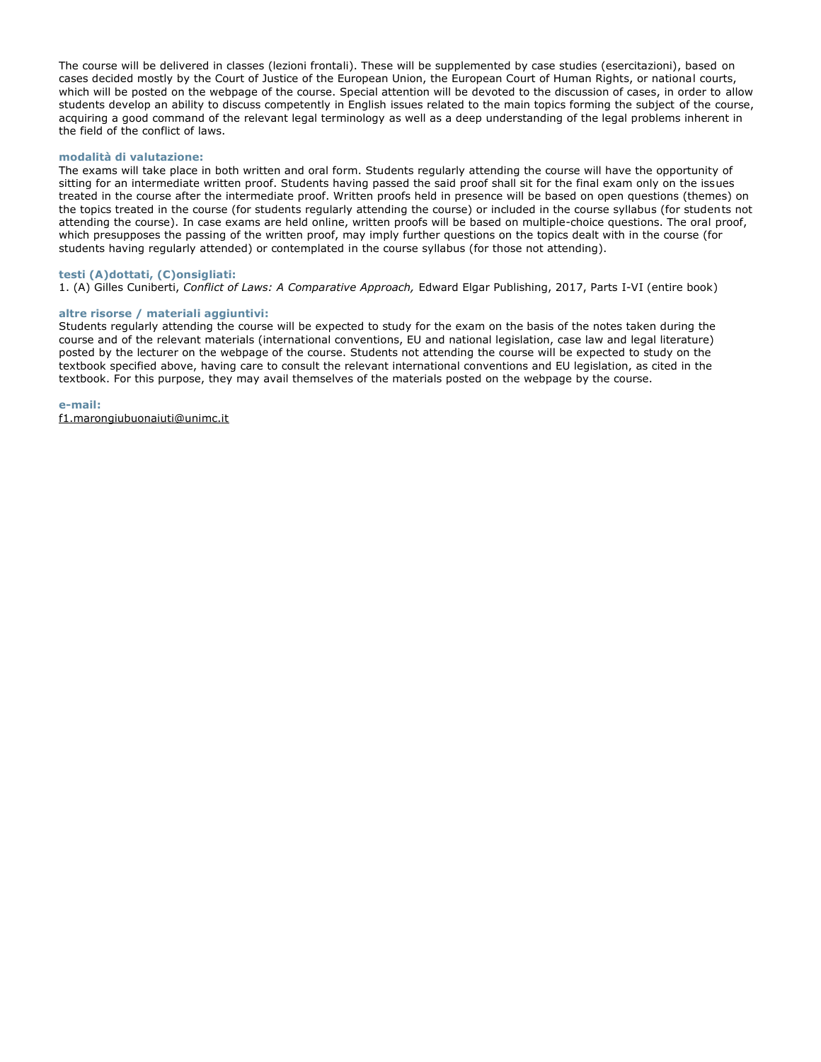The course will be delivered in classes (lezioni frontali). These will be supplemented by case studies (esercitazioni), based on cases decided mostly by the Court of Justice of the European Union, the European Court of Human Rights, or national courts, which will be posted on the webpage of the course. Special attention will be devoted to the discussion of cases, in order to allow students develop an ability to discuss competently in English issues related to the main topics forming the subject of the course, acquiring a good command of the relevant legal terminology as well as a deep understanding of the legal problems inherent in the field of the conflict of laws.

**modalità di valutazione:**

The exams will take place in both written and oral form. Students regularly attending the course will have the opportunity of sitting for an intermediate written proof. Students having passed the said proof shall sit for the final exam only on the issues treated in the course after the intermediate proof. Written proofs held in presence will be based on open questions (themes) on the topics treated in the course (for students regularly attending the course) or included in the course syllabus (for students not attending the course). In case exams are held online, written proofs will be based on multiple-choice questions. The oral proof, which presupposes the passing of the written proof, may imply further questions on the topics dealt with in the course (for students having regularly attended) or contemplated in the course syllabus (for those not attending).

**testi (A)dottati, (C)onsigliati:**

1. (A) Gilles Cuniberti, *Conflict of Laws: A Comparative Approach,* Edward Elgar Publishing, 2017, Parts I-VI (entire book)

**altre risorse / materiali aggiuntivi:**

Students regularly attending the course will be expected to study for the exam on the basis of the notes taken during the course and of the relevant materials (international conventions, EU and national legislation, case law and legal literature) posted by the lecturer on the webpage of the course. Students not attending the course will be expected to study on the textbook specified above, having care to consult the relevant international conventions and EU legislation, as cited in the textbook. For this purpose, they may avail themselves of the materials posted on the webpage by the course.

**e-mail:**

f1.marongiubuonaiuti@unimc.it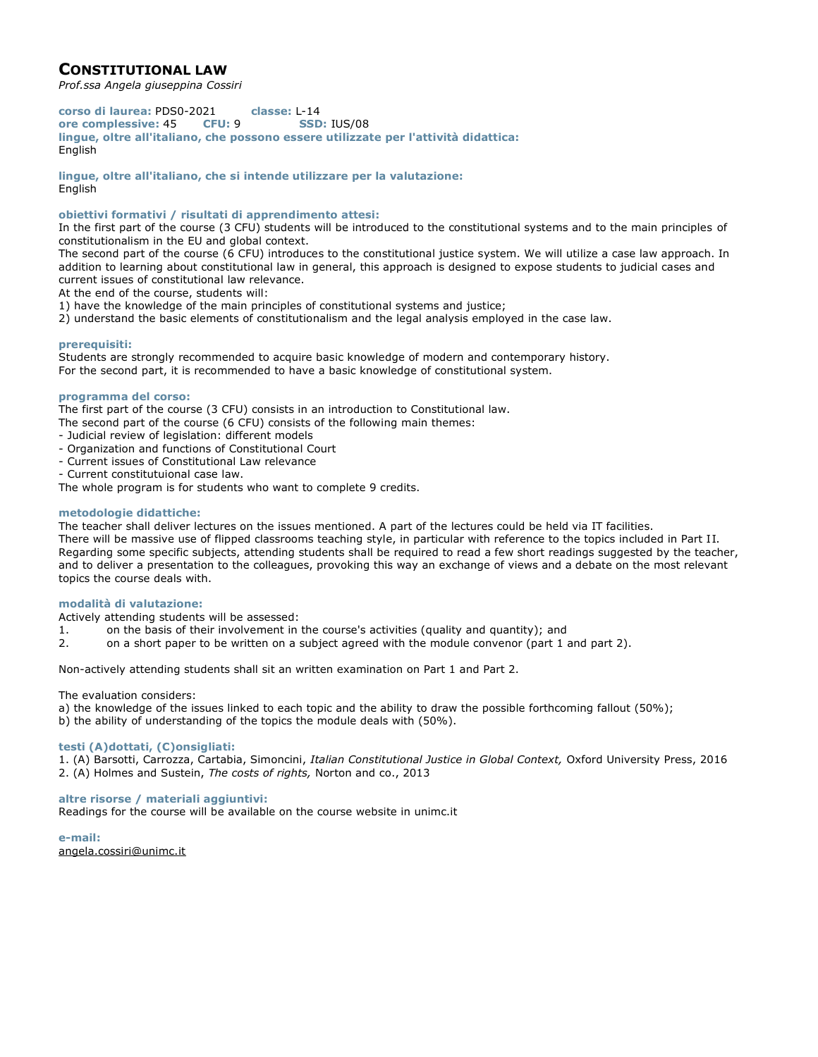## CONSTITUTIONAL LAW

*Prof.ssa Angela giuseppina Cossiri*

**corso di laurea:** PDS0-2021 **classe:** L-14
**ore complessive:** 45 **CFU:** 9 **SSD:** IUS/08
**lingue, oltre all'italiano, che possono essere utilizzate per l'attività didattica:**
English

**lingue, oltre all'italiano, che si intende utilizzare per la valutazione:**
English

**obiettivi formativi / risultati di apprendimento attesi:**
In the first part of the course (3 CFU) students will be introduced to the constitutional systems and to the main principles of constitutionalism in the EU and global context.
The second part of the course (6 CFU) introduces to the constitutional justice system. We will utilize a case law approach. In addition to learning about constitutional law in general, this approach is designed to expose students to judicial cases and current issues of constitutional law relevance.
At the end of the course, students will:
1) have the knowledge of the main principles of constitutional systems and justice;
2) understand the basic elements of constitutionalism and the legal analysis employed in the case law.

**prerequisiti:**
Students are strongly recommended to acquire basic knowledge of modern and contemporary history.
For the second part, it is recommended to have a basic knowledge of constitutional system.

**programma del corso:**
The first part of the course (3 CFU) consists in an introduction to Constitutional law.
The second part of the course (6 CFU) consists of the following main themes:
- Judicial review of legislation: different models
- Organization and functions of Constitutional Court
- Current issues of Constitutional Law relevance
- Current constitutuional case law.

The whole program is for students who want to complete 9 credits.

**metodologie didattiche:**
The teacher shall deliver lectures on the issues mentioned. A part of the lectures could be held via IT facilities.
There will be massive use of flipped classrooms teaching style, in particular with reference to the topics included in Part II.
Regarding some specific subjects, attending students shall be required to read a few short readings suggested by the teacher, and to deliver a presentation to the colleagues, provoking this way an exchange of views and a debate on the most relevant topics the course deals with.

**modalità di valutazione:**
Actively attending students will be assessed:
1. on the basis of their involvement in the course's activities (quality and quantity); and
2. on a short paper to be written on a subject agreed with the module convenor (part 1 and part 2).

Non-actively attending students shall sit an written examination on Part 1 and Part 2.

The evaluation considers:
a) the knowledge of the issues linked to each topic and the ability to draw the possible forthcoming fallout (50%);
b) the ability of understanding of the topics the module deals with (50%).

**testi (A)dottati, (C)onsigliati:**
1. (A) Barsotti, Carrozza, Cartabia, Simoncini, *Italian Constitutional Justice in Global Context,* Oxford University Press, 2016
2. (A) Holmes and Sustein, *The costs of rights,* Norton and co., 2013

**altre risorse / materiali aggiuntivi:**
Readings for the course will be available on the course website in unimc.it

**e-mail:**
angela.cossiri@unimc.it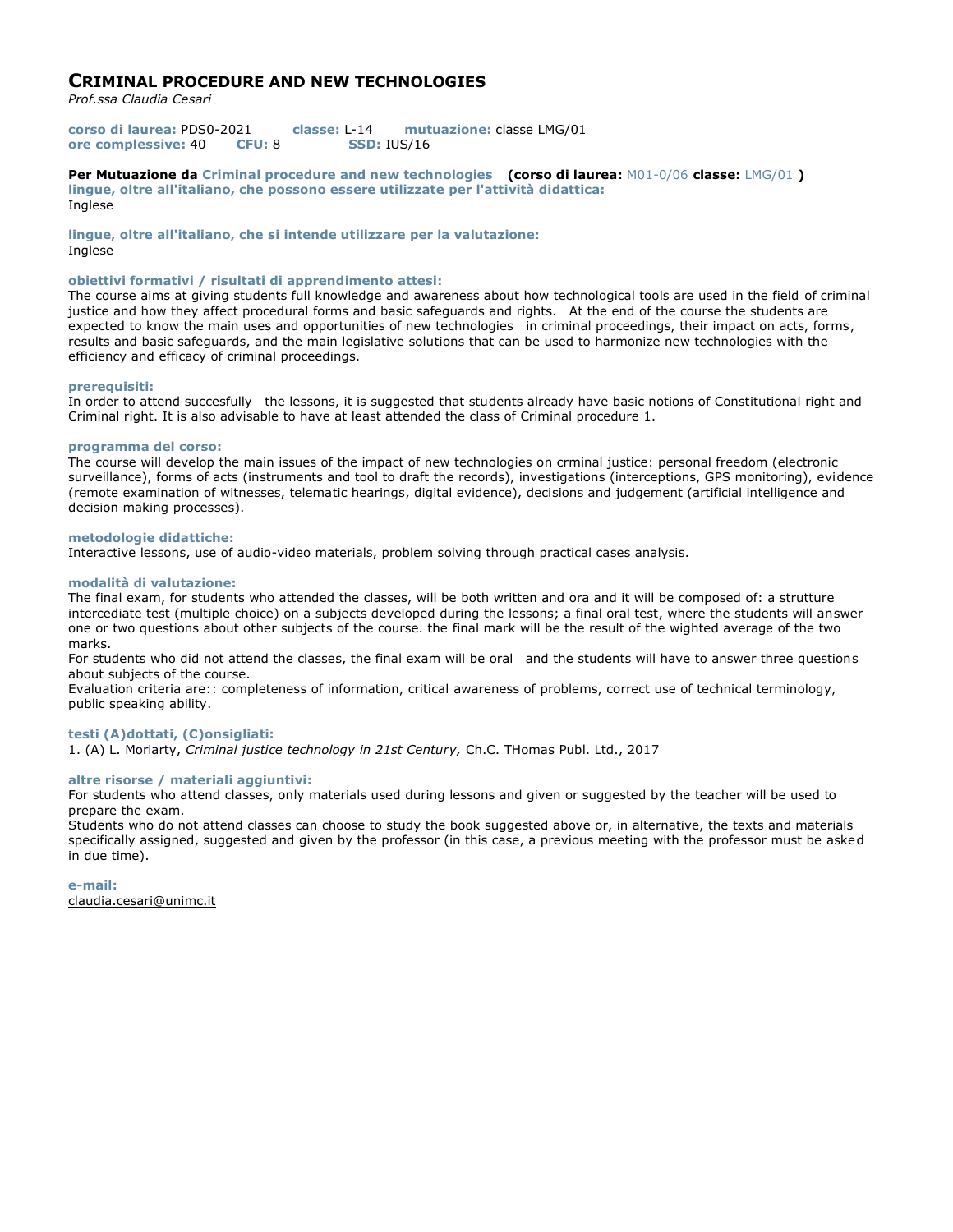## CRIMINAL PROCEDURE AND NEW TECHNOLOGIES

*Prof.ssa Claudia Cesari*

**corso di laurea:** PDS0-2021 **classe:** L-14 **mutuazione:** classe LMG/01
**ore complessive:** 40 **CFU:** 8 **SSD:** IUS/16

**Per Mutuazione da Criminal procedure and new technologies (corso di laurea:** M01-0/06 **classe:** LMG/01 **)**
**lingue, oltre all'italiano, che possono essere utilizzate per l'attività didattica:**
Inglese

**lingue, oltre all'italiano, che si intende utilizzare per la valutazione:**
Inglese

**obiettivi formativi / risultati di apprendimento attesi:**
The course aims at giving students full knowledge and awareness about how technological tools are used in the field of criminal justice and how they affect procedural forms and basic safeguards and rights. At the end of the course the students are expected to know the main uses and opportunities of new technologies in criminal proceedings, their impact on acts, forms, results and basic safeguards, and the main legislative solutions that can be used to harmonize new technologies with the efficiency and efficacy of criminal proceedings.

**prerequisiti:**
In order to attend succesfully the lessons, it is suggested that students already have basic notions of Constitutional right and Criminal right. It is also advisable to have at least attended the class of Criminal procedure 1.

**programma del corso:**
The course will develop the main issues of the impact of new technologies on crminal justice: personal freedom (electronic surveillance), forms of acts (instruments and tool to draft the records), investigations (interceptions, GPS monitoring), evidence (remote examination of witnesses, telematic hearings, digital evidence), decisions and judgement (artificial intelligence and decision making processes).

**metodologie didattiche:**
Interactive lessons, use of audio-video materials, problem solving through practical cases analysis.

**modalità di valutazione:**
The final exam, for students who attended the classes, will be both written and ora and it will be composed of: a strutture intercediate test (multiple choice) on a subjects developed during the lessons; a final oral test, where the students will answer one or two questions about other subjects of the course. the final mark will be the result of the wighted average of the two marks.
For students who did not attend the classes, the final exam will be oral and the students will have to answer three questions about subjects of the course.
Evaluation criteria are:: completeness of information, critical awareness of problems, correct use of technical terminology, public speaking ability.

**testi (A)dottati, (C)onsigliati:**
1. (A) L. Moriarty, *Criminal justice technology in 21st Century,* Ch.C. THomas Publ. Ltd., 2017

**altre risorse / materiali aggiuntivi:**
For students who attend classes, only materials used during lessons and given or suggested by the teacher will be used to prepare the exam.
Students who do not attend classes can choose to study the book suggested above or, in alternative, the texts and materials specifically assigned, suggested and given by the professor (in this case, a previous meeting with the professor must be asked in due time).

**e-mail:**
claudia.cesari@unimc.it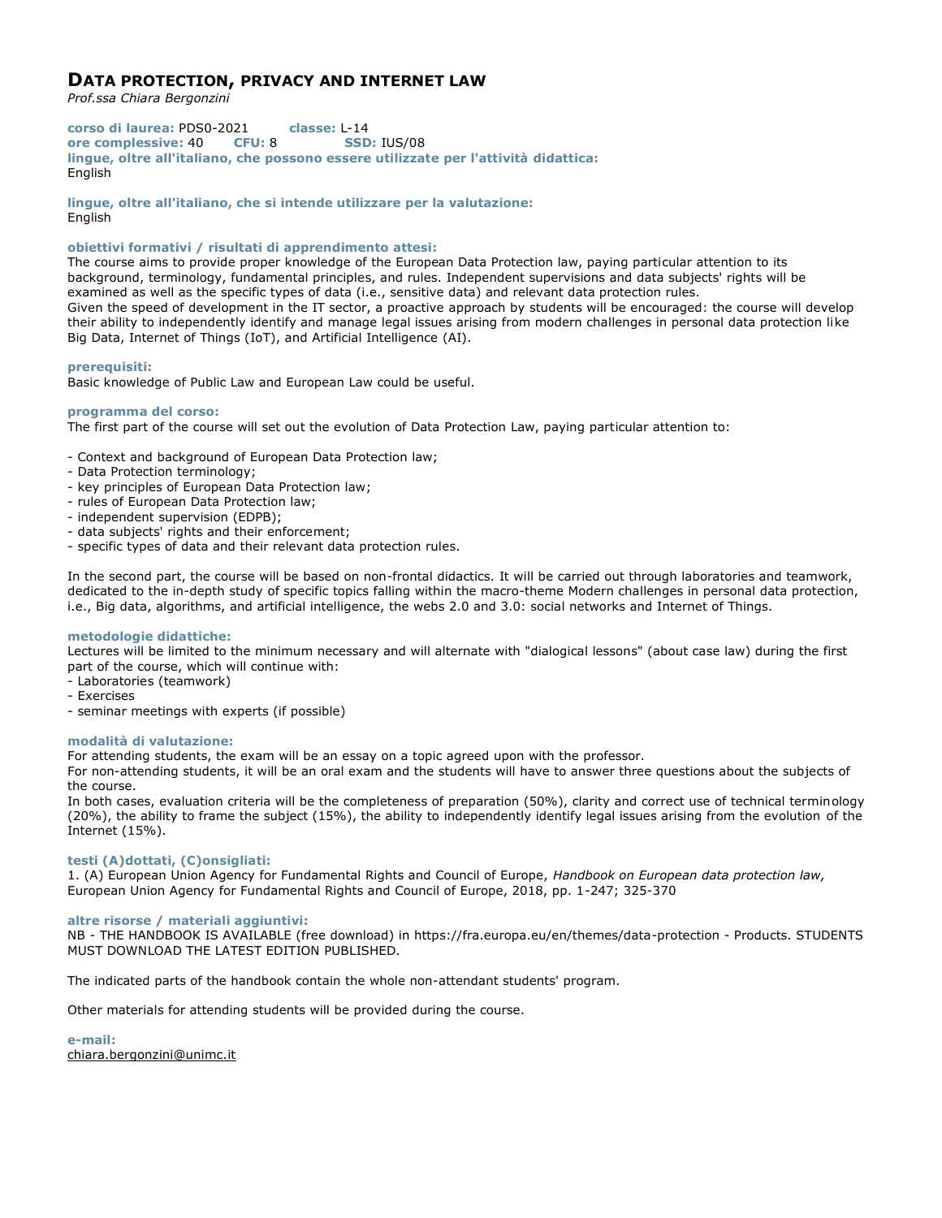## Data protection, privacy and internet law

*Prof.ssa Chiara Bergonzini*

**corso di laurea:** PDS0-2021 **classe:** L-14
**ore complessive:** 40 **CFU:** 8 **SSD:** IUS/08
**lingue, oltre all'italiano, che possono essere utilizzate per l'attività didattica:**
English

**lingue, oltre all'italiano, che si intende utilizzare per la valutazione:**
English

**obiettivi formativi / risultati di apprendimento attesi:**
The course aims to provide proper knowledge of the European Data Protection law, paying particular attention to its background, terminology, fundamental principles, and rules. Independent supervisions and data subjects' rights will be examined as well as the specific types of data (i.e., sensitive data) and relevant data protection rules.
Given the speed of development in the IT sector, a proactive approach by students will be encouraged: the course will develop their ability to independently identify and manage legal issues arising from modern challenges in personal data protection like Big Data, Internet of Things (IoT), and Artificial Intelligence (AI).

**prerequisiti:**
Basic knowledge of Public Law and European Law could be useful.

**programma del corso:**
The first part of the course will set out the evolution of Data Protection Law, paying particular attention to:

- Context and background of European Data Protection law;
- Data Protection terminology;
- key principles of European Data Protection law;
- rules of European Data Protection law;
- independent supervision (EDPB);
- data subjects' rights and their enforcement;
- specific types of data and their relevant data protection rules.

In the second part, the course will be based on non-frontal didactics. It will be carried out through laboratories and teamwork, dedicated to the in-depth study of specific topics falling within the macro-theme Modern challenges in personal data protection, i.e., Big data, algorithms, and artificial intelligence, the webs 2.0 and 3.0: social networks and Internet of Things.

**metodologie didattiche:**
Lectures will be limited to the minimum necessary and will alternate with "dialogical lessons" (about case law) during the first part of the course, which will continue with:
- Laboratories (teamwork)
- Exercises
- seminar meetings with experts (if possible)

**modalità di valutazione:**
For attending students, the exam will be an essay on a topic agreed upon with the professor.
For non-attending students, it will be an oral exam and the students will have to answer three questions about the subjects of the course.
In both cases, evaluation criteria will be the completeness of preparation (50%), clarity and correct use of technical terminology (20%), the ability to frame the subject (15%), the ability to independently identify legal issues arising from the evolution of the Internet (15%).

**testi (A)dottati, (C)onsigliati:**
1. (A) European Union Agency for Fundamental Rights and Council of Europe, *Handbook on European data protection law,* European Union Agency for Fundamental Rights and Council of Europe, 2018, pp. 1-247; 325-370

**altre risorse / materiali aggiuntivi:**
NB - THE HANDBOOK IS AVAILABLE (free download) in https://fra.europa.eu/en/themes/data-protection - Products. STUDENTS MUST DOWNLOAD THE LATEST EDITION PUBLISHED.

The indicated parts of the handbook contain the whole non-attendant students' program.

Other materials for attending students will be provided during the course.

**e-mail:**
chiara.bergonzini@unimc.it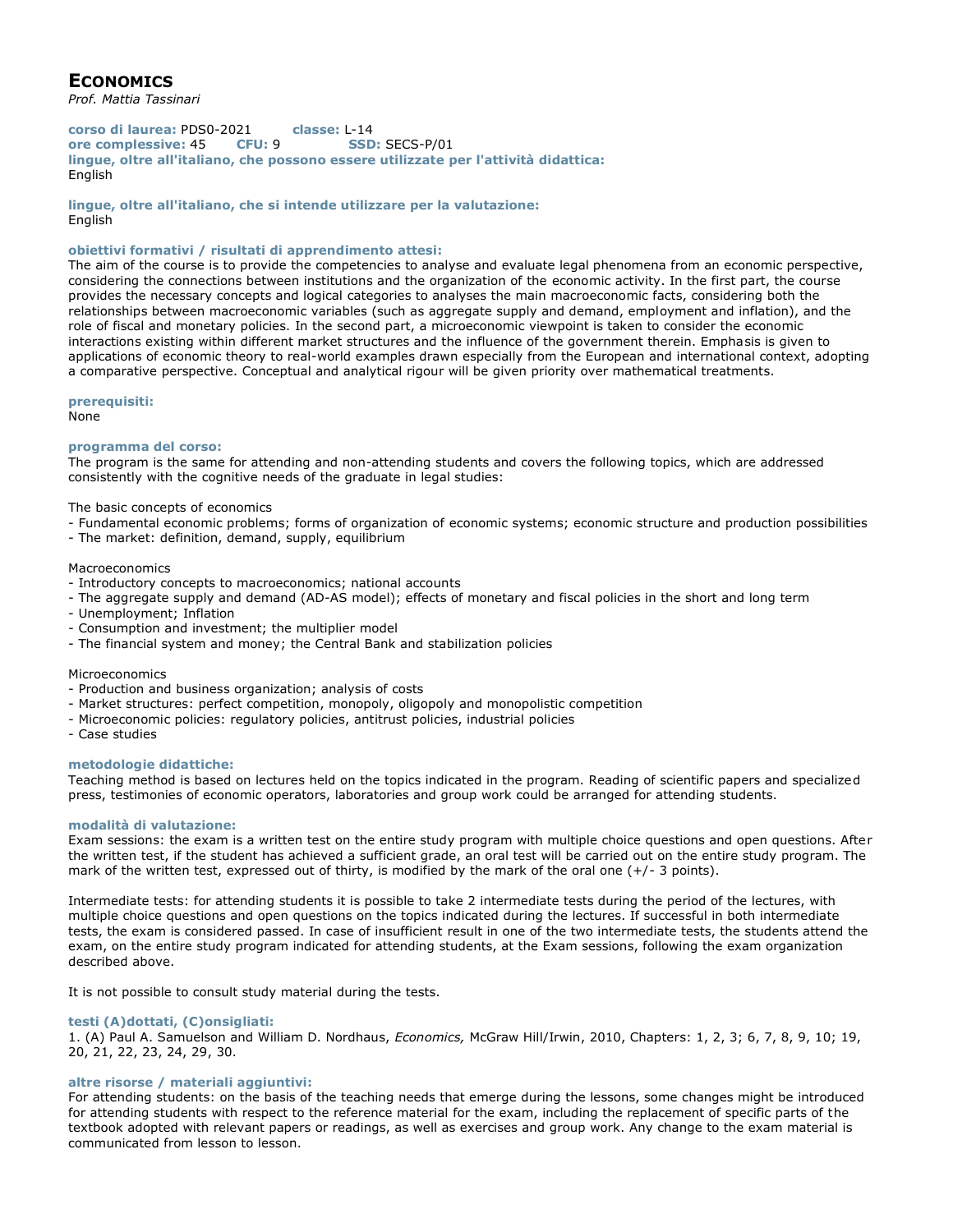# ECONOMICS

*Prof. Mattia Tassinari*

**corso di laurea:** PDS0-2021 **classe:** L-14
**ore complessive:** 45 **CFU:** 9 **SSD:** SECS-P/01
**lingue, oltre all'italiano, che possono essere utilizzate per l'attività didattica:**
English

**lingue, oltre all'italiano, che si intende utilizzare per la valutazione:**
English

**obiettivi formativi / risultati di apprendimento attesi:**
The aim of the course is to provide the competencies to analyse and evaluate legal phenomena from an economic perspective, considering the connections between institutions and the organization of the economic activity. In the first part, the course provides the necessary concepts and logical categories to analyses the main macroeconomic facts, considering both the relationships between macroeconomic variables (such as aggregate supply and demand, employment and inflation), and the role of fiscal and monetary policies. In the second part, a microeconomic viewpoint is taken to consider the economic interactions existing within different market structures and the influence of the government therein. Emphasis is given to applications of economic theory to real-world examples drawn especially from the European and international context, adopting a comparative perspective. Conceptual and analytical rigour will be given priority over mathematical treatments.

**prerequisiti:**
None

**programma del corso:**
The program is the same for attending and non-attending students and covers the following topics, which are addressed consistently with the cognitive needs of the graduate in legal studies:

The basic concepts of economics
- Fundamental economic problems; forms of organization of economic systems; economic structure and production possibilities
- The market: definition, demand, supply, equilibrium

Macroeconomics
- Introductory concepts to macroeconomics; national accounts
- The aggregate supply and demand (AD-AS model); effects of monetary and fiscal policies in the short and long term
- Unemployment; Inflation
- Consumption and investment; the multiplier model
- The financial system and money; the Central Bank and stabilization policies

Microeconomics
- Production and business organization; analysis of costs
- Market structures: perfect competition, monopoly, oligopoly and monopolistic competition
- Microeconomic policies: regulatory policies, antitrust policies, industrial policies
- Case studies

**metodologie didattiche:**
Teaching method is based on lectures held on the topics indicated in the program. Reading of scientific papers and specialized press, testimonies of economic operators, laboratories and group work could be arranged for attending students.

**modalità di valutazione:**
Exam sessions: the exam is a written test on the entire study program with multiple choice questions and open questions. After the written test, if the student has achieved a sufficient grade, an oral test will be carried out on the entire study program. The mark of the written test, expressed out of thirty, is modified by the mark of the oral one (+/- 3 points).

Intermediate tests: for attending students it is possible to take 2 intermediate tests during the period of the lectures, with multiple choice questions and open questions on the topics indicated during the lectures. If successful in both intermediate tests, the exam is considered passed. In case of insufficient result in one of the two intermediate tests, the students attend the exam, on the entire study program indicated for attending students, at the Exam sessions, following the exam organization described above.

It is not possible to consult study material during the tests.

**testi (A)dottati, (C)onsigliati:**
1. (A) Paul A. Samuelson and William D. Nordhaus, *Economics,* McGraw Hill/Irwin, 2010, Chapters: 1, 2, 3; 6, 7, 8, 9, 10; 19, 20, 21, 22, 23, 24, 29, 30.

**altre risorse / materiali aggiuntivi:**
For attending students: on the basis of the teaching needs that emerge during the lessons, some changes might be introduced for attending students with respect to the reference material for the exam, including the replacement of specific parts of the textbook adopted with relevant papers or readings, as well as exercises and group work. Any change to the exam material is communicated from lesson to lesson.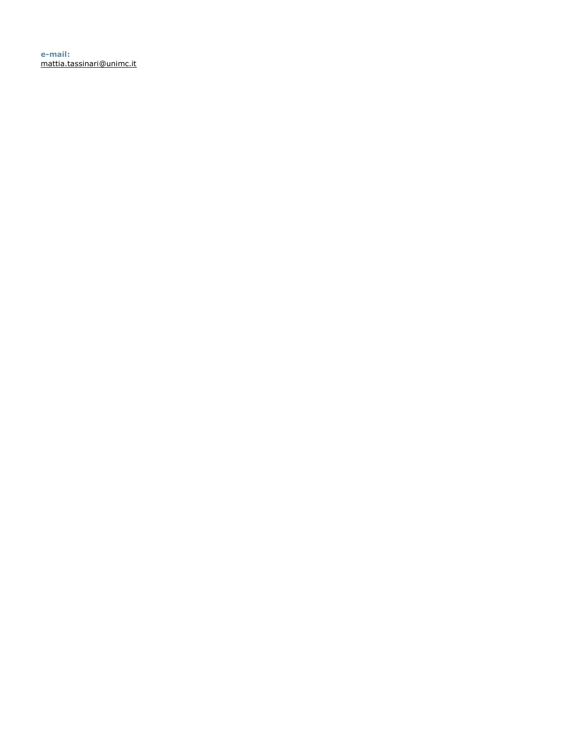**e-mail:**
mattia.tassinari@unimc.it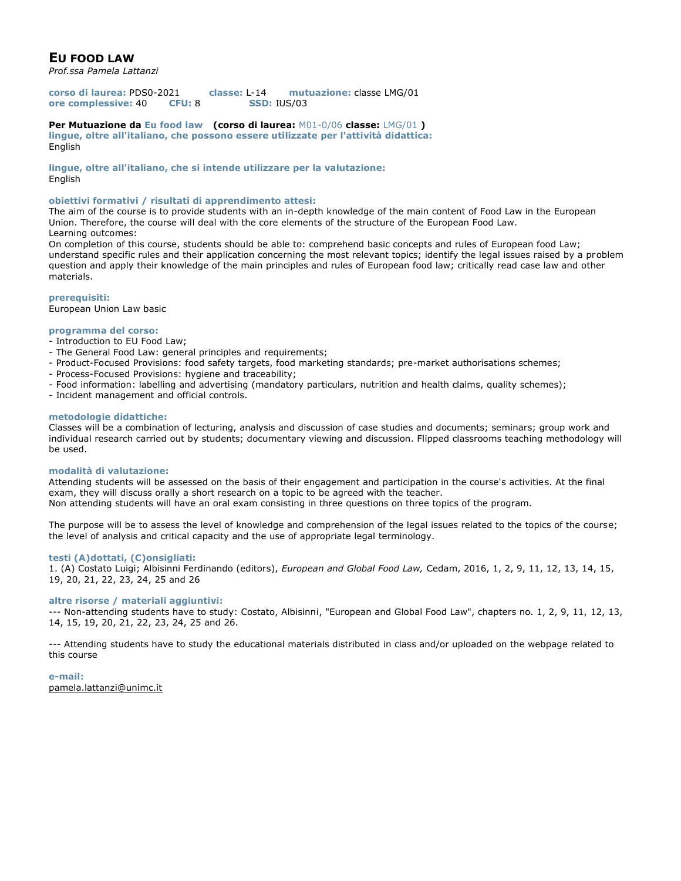## EU FOOD LAW

*Prof.ssa Pamela Lattanzi*

**corso di laurea:** PDS0-2021 **classe:** L-14 **mutuazione:** classe LMG/01
**ore complessive:** 40 **CFU:** 8 **SSD:** IUS/03

**Per Mutuazione da Eu food law (corso di laurea:** M01-0/06 **classe:** LMG/01 **)**
**lingue, oltre all'italiano, che possono essere utilizzate per l'attività didattica:**
English

**lingue, oltre all'italiano, che si intende utilizzare per la valutazione:**
English

**obiettivi formativi / risultati di apprendimento attesi:**
The aim of the course is to provide students with an in-depth knowledge of the main content of Food Law in the European Union. Therefore, the course will deal with the core elements of the structure of the European Food Law.
Learning outcomes:
On completion of this course, students should be able to: comprehend basic concepts and rules of European food Law; understand specific rules and their application concerning the most relevant topics; identify the legal issues raised by a problem question and apply their knowledge of the main principles and rules of European food law; critically read case law and other materials.

**prerequisiti:**
European Union Law basic

**programma del corso:**
- Introduction to EU Food Law;
- The General Food Law: general principles and requirements;
- Product-Focused Provisions: food safety targets, food marketing standards; pre-market authorisations schemes;
- Process-Focused Provisions: hygiene and traceability;
- Food information: labelling and advertising (mandatory particulars, nutrition and health claims, quality schemes);
- Incident management and official controls.

**metodologie didattiche:**
Classes will be a combination of lecturing, analysis and discussion of case studies and documents; seminars; group work and individual research carried out by students; documentary viewing and discussion. Flipped classrooms teaching methodology will be used.

**modalità di valutazione:**
Attending students will be assessed on the basis of their engagement and participation in the course's activities. At the final exam, they will discuss orally a short research on a topic to be agreed with the teacher.
Non attending students will have an oral exam consisting in three questions on three topics of the program.

The purpose will be to assess the level of knowledge and comprehension of the legal issues related to the topics of the course; the level of analysis and critical capacity and the use of appropriate legal terminology.

**testi (A)dottati, (C)onsigliati:**
1. (A) Costato Luigi; Albisinni Ferdinando (editors), *European and Global Food Law,* Cedam, 2016, 1, 2, 9, 11, 12, 13, 14, 15, 19, 20, 21, 22, 23, 24, 25 and 26

**altre risorse / materiali aggiuntivi:**
--- Non-attending students have to study: Costato, Albisinni, "European and Global Food Law", chapters no. 1, 2, 9, 11, 12, 13, 14, 15, 19, 20, 21, 22, 23, 24, 25 and 26.

--- Attending students have to study the educational materials distributed in class and/or uploaded on the webpage related to this course

**e-mail:**
pamela.lattanzi@unimc.it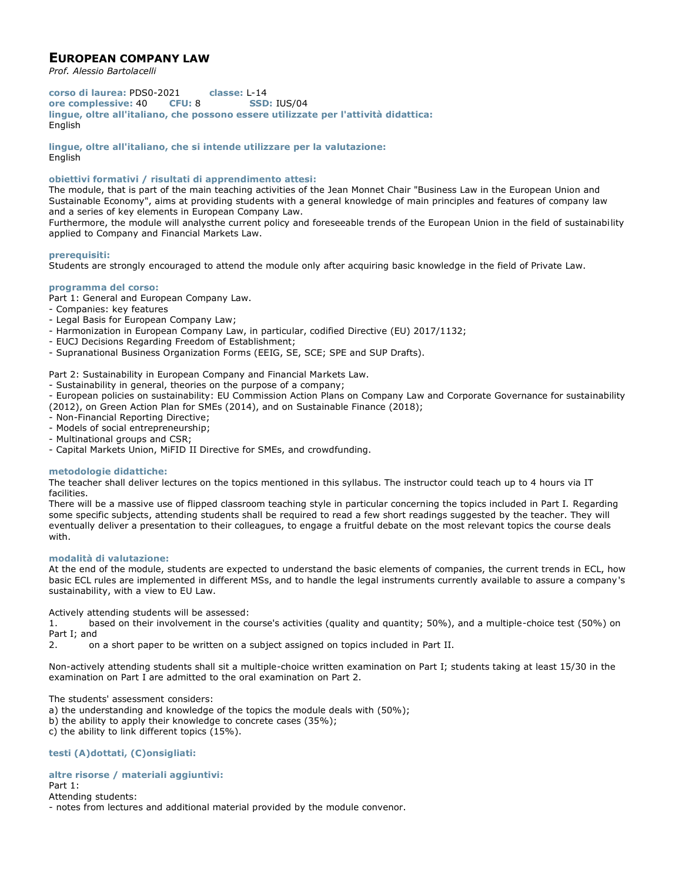# EUROPEAN COMPANY LAW

*Prof. Alessio Bartolacelli*

**corso di laurea:** PDS0-2021 **classe:** L-14
**ore complessive:** 40 **CFU:** 8 **SSD:** IUS/04
**lingue, oltre all'italiano, che possono essere utilizzate per l'attività didattica:**
English

**lingue, oltre all'italiano, che si intende utilizzare per la valutazione:**
English

**obiettivi formativi / risultati di apprendimento attesi:**
The module, that is part of the main teaching activities of the Jean Monnet Chair "Business Law in the European Union and Sustainable Economy", aims at providing students with a general knowledge of main principles and features of company law and a series of key elements in European Company Law.
Furthermore, the module will analysthe current policy and foreseeable trends of the European Union in the field of sustainability applied to Company and Financial Markets Law.

**prerequisiti:**
Students are strongly encouraged to attend the module only after acquiring basic knowledge in the field of Private Law.

**programma del corso:**
Part 1: General and European Company Law.
- Companies: key features
- Legal Basis for European Company Law;
- Harmonization in European Company Law, in particular, codified Directive (EU) 2017/1132;
- EUCJ Decisions Regarding Freedom of Establishment;
- Supranational Business Organization Forms (EEIG, SE, SCE; SPE and SUP Drafts).

Part 2: Sustainability in European Company and Financial Markets Law.
- Sustainability in general, theories on the purpose of a company;
- European policies on sustainability: EU Commission Action Plans on Company Law and Corporate Governance for sustainability (2012), on Green Action Plan for SMEs (2014), and on Sustainable Finance (2018);
- Non-Financial Reporting Directive;
- Models of social entrepreneurship;
- Multinational groups and CSR;
- Capital Markets Union, MiFID II Directive for SMEs, and crowdfunding.

**metodologie didattiche:**
The teacher shall deliver lectures on the topics mentioned in this syllabus. The instructor could teach up to 4 hours via IT facilities.
There will be a massive use of flipped classroom teaching style in particular concerning the topics included in Part I. Regarding some specific subjects, attending students shall be required to read a few short readings suggested by the teacher. They will eventually deliver a presentation to their colleagues, to engage a fruitful debate on the most relevant topics the course deals with.

**modalità di valutazione:**
At the end of the module, students are expected to understand the basic elements of companies, the current trends in ECL, how basic ECL rules are implemented in different MSs, and to handle the legal instruments currently available to assure a company's sustainability, with a view to EU Law.

Actively attending students will be assessed:
1. based on their involvement in the course's activities (quality and quantity; 50%), and a multiple-choice test (50%) on Part I; and
2. on a short paper to be written on a subject assigned on topics included in Part II.

Non-actively attending students shall sit a multiple-choice written examination on Part I; students taking at least 15/30 in the examination on Part I are admitted to the oral examination on Part 2.

The students' assessment considers:
a) the understanding and knowledge of the topics the module deals with (50%);
b) the ability to apply their knowledge to concrete cases (35%);
c) the ability to link different topics (15%).

**testi (A)dottati, (C)onsigliati:**

**altre risorse / materiali aggiuntivi:**
Part 1:
Attending students:
- notes from lectures and additional material provided by the module convenor.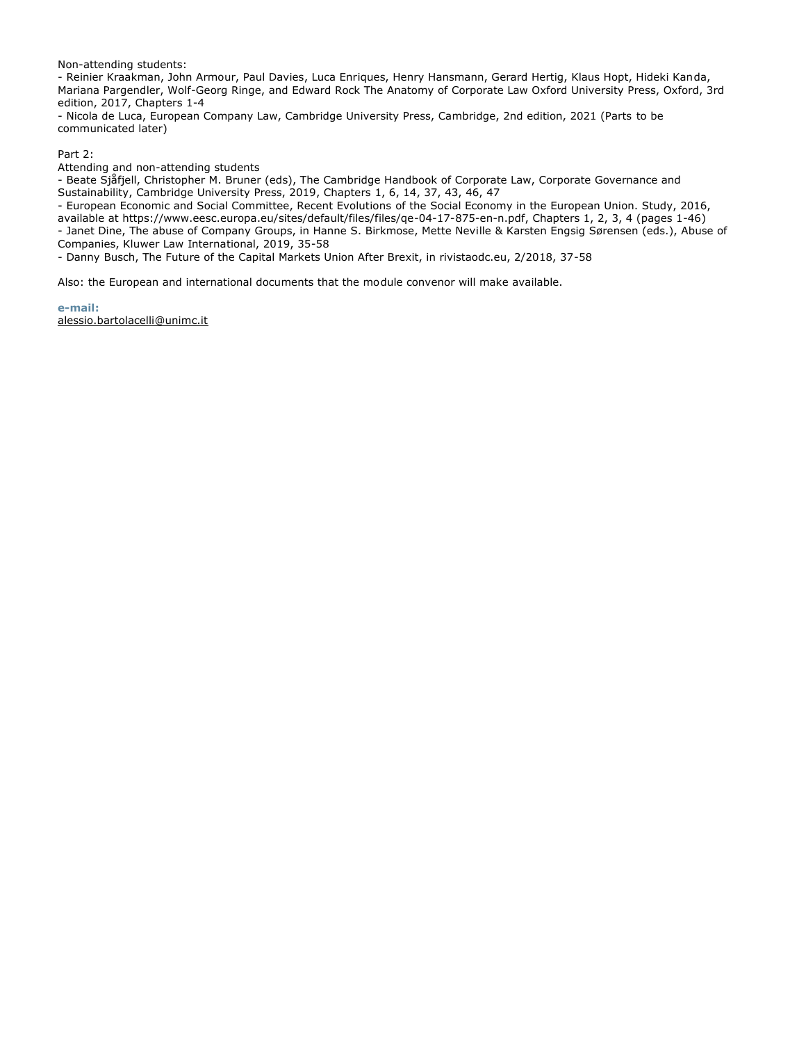Non-attending students:

- Reinier Kraakman, John Armour, Paul Davies, Luca Enriques, Henry Hansmann, Gerard Hertig, Klaus Hopt, Hideki Kanda, Mariana Pargendler, Wolf-Georg Ringe, and Edward Rock The Anatomy of Corporate Law Oxford University Press, Oxford, 3rd edition, 2017, Chapters 1-4
- Nicola de Luca, European Company Law, Cambridge University Press, Cambridge, 2nd edition, 2021 (Parts to be communicated later)

Part 2:

Attending and non-attending students

- Beate Sjåfjell, Christopher M. Bruner (eds), The Cambridge Handbook of Corporate Law, Corporate Governance and Sustainability, Cambridge University Press, 2019, Chapters 1, 6, 14, 37, 43, 46, 47
- European Economic and Social Committee, Recent Evolutions of the Social Economy in the European Union. Study, 2016, available at https://www.eesc.europa.eu/sites/default/files/files/qe-04-17-875-en-n.pdf, Chapters 1, 2, 3, 4 (pages 1-46)
- Janet Dine, The abuse of Company Groups, in Hanne S. Birkmose, Mette Neville & Karsten Engsig Sørensen (eds.), Abuse of Companies, Kluwer Law International, 2019, 35-58
- Danny Busch, The Future of the Capital Markets Union After Brexit, in rivistaodc.eu, 2/2018, 37-58

Also: the European and international documents that the module convenor will make available.

**e-mail:**

alessio.bartolacelli@unimc.it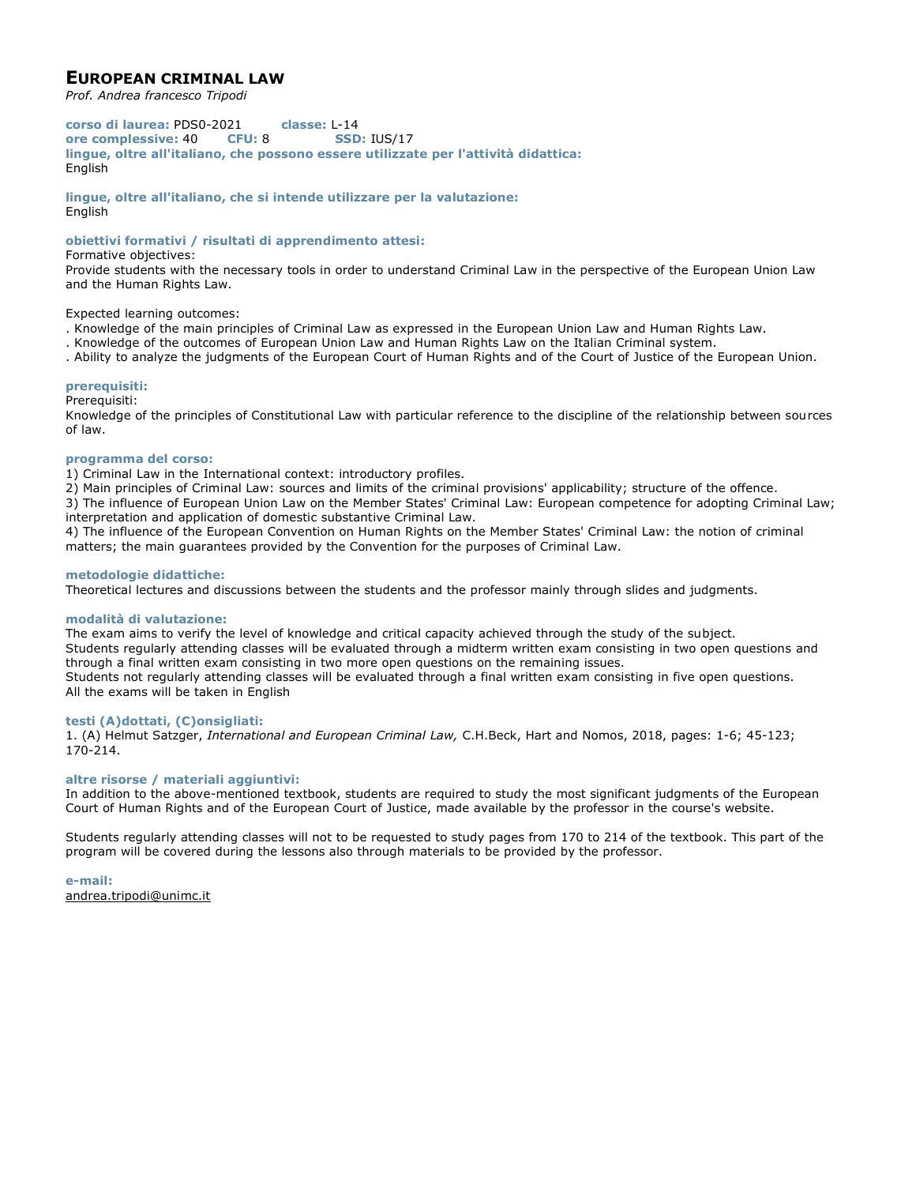## EUROPEAN CRIMINAL LAW

*Prof. Andrea francesco Tripodi*

**corso di laurea:** PDS0-2021 **classe:** L-14
**ore complessive:** 40 **CFU:** 8 **SSD:** IUS/17
**lingue, oltre all'italiano, che possono essere utilizzate per l'attività didattica:**
English

**lingue, oltre all'italiano, che si intende utilizzare per la valutazione:**
English

**obiettivi formativi / risultati di apprendimento attesi:**

Formative objectives:
Provide students with the necessary tools in order to understand Criminal Law in the perspective of the European Union Law and the Human Rights Law.

Expected learning outcomes:
. Knowledge of the main principles of Criminal Law as expressed in the European Union Law and Human Rights Law.
. Knowledge of the outcomes of European Union Law and Human Rights Law on the Italian Criminal system.
. Ability to analyze the judgments of the European Court of Human Rights and of the Court of Justice of the European Union.

**prerequisiti:**

Prerequisiti:
Knowledge of the principles of Constitutional Law with particular reference to the discipline of the relationship between sources of law.

**programma del corso:**

1) Criminal Law in the International context: introductory profiles.
2) Main principles of Criminal Law: sources and limits of the criminal provisions' applicability; structure of the offence.
3) The influence of European Union Law on the Member States' Criminal Law: European competence for adopting Criminal Law; interpretation and application of domestic substantive Criminal Law.
4) The influence of the European Convention on Human Rights on the Member States' Criminal Law: the notion of criminal matters; the main guarantees provided by the Convention for the purposes of Criminal Law.

**metodologie didattiche:**

Theoretical lectures and discussions between the students and the professor mainly through slides and judgments.

**modalità di valutazione:**

The exam aims to verify the level of knowledge and critical capacity achieved through the study of the subject.
Students regularly attending classes will be evaluated through a midterm written exam consisting in two open questions and through a final written exam consisting in two more open questions on the remaining issues.
Students not regularly attending classes will be evaluated through a final written exam consisting in five open questions.
All the exams will be taken in English

**testi (A)dottati, (C)onsigliati:**

1. (A) Helmut Satzger, *International and European Criminal Law,* C.H.Beck, Hart and Nomos, 2018, pages: 1-6; 45-123; 170-214.

**altre risorse / materiali aggiuntivi:**

In addition to the above-mentioned textbook, students are required to study the most significant judgments of the European Court of Human Rights and of the European Court of Justice, made available by the professor in the course's website.

Students regularly attending classes will not to be requested to study pages from 170 to 214 of the textbook. This part of the program will be covered during the lessons also through materials to be provided by the professor.

**e-mail:**

andrea.tripodi@unimc.it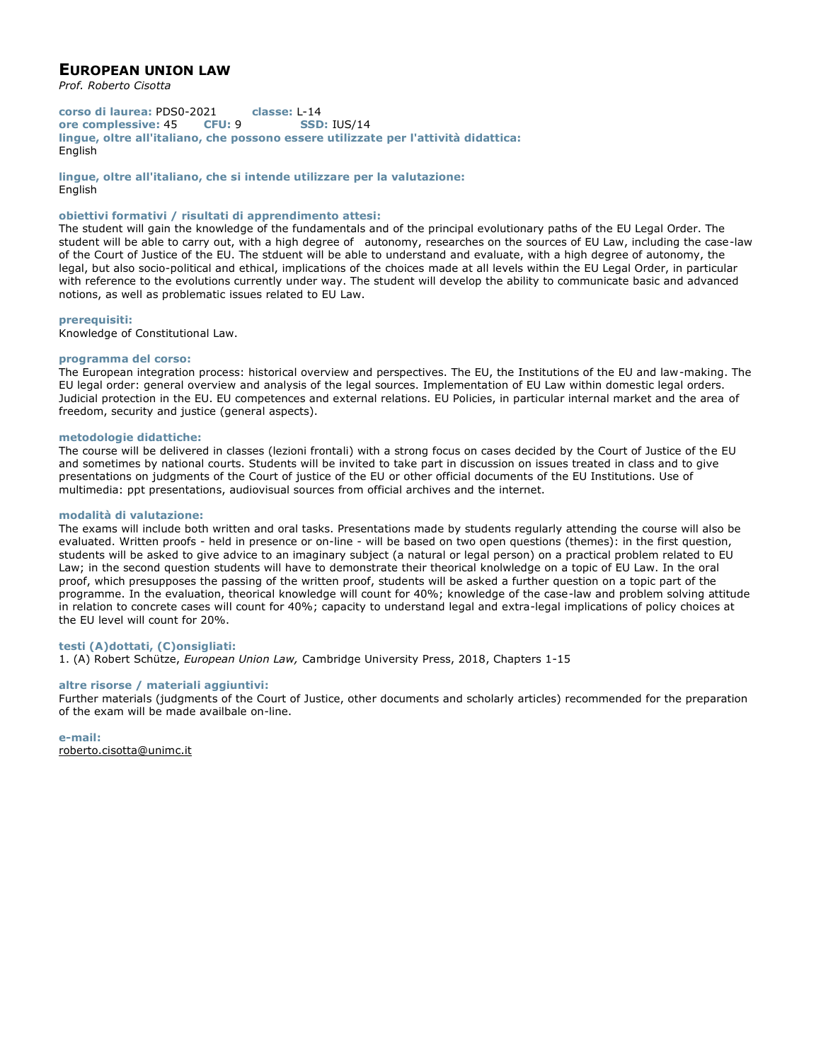# EUROPEAN UNION LAW

*Prof. Roberto Cisotta*

**corso di laurea:** PDS0-2021 **classe:** L-14
**ore complessive:** 45 **CFU:** 9 **SSD:** IUS/14
**lingue, oltre all'italiano, che possono essere utilizzate per l'attività didattica:**
English

**lingue, oltre all'italiano, che si intende utilizzare per la valutazione:**
English

**obiettivi formativi / risultati di apprendimento attesi:**
The student will gain the knowledge of the fundamentals and of the principal evolutionary paths of the EU Legal Order. The student will be able to carry out, with a high degree of autonomy, researches on the sources of EU Law, including the case-law of the Court of Justice of the EU. The stduent will be able to understand and evaluate, with a high degree of autonomy, the legal, but also socio-political and ethical, implications of the choices made at all levels within the EU Legal Order, in particular with reference to the evolutions currently under way. The student will develop the ability to communicate basic and advanced notions, as well as problematic issues related to EU Law.

**prerequisiti:**
Knowledge of Constitutional Law.

**programma del corso:**
The European integration process: historical overview and perspectives. The EU, the Institutions of the EU and law-making. The EU legal order: general overview and analysis of the legal sources. Implementation of EU Law within domestic legal orders. Judicial protection in the EU. EU competences and external relations. EU Policies, in particular internal market and the area of freedom, security and justice (general aspects).

**metodologie didattiche:**
The course will be delivered in classes (lezioni frontali) with a strong focus on cases decided by the Court of Justice of the EU and sometimes by national courts. Students will be invited to take part in discussion on issues treated in class and to give presentations on judgments of the Court of justice of the EU or other official documents of the EU Institutions. Use of multimedia: ppt presentations, audiovisual sources from official archives and the internet.

**modalità di valutazione:**
The exams will include both written and oral tasks. Presentations made by students regularly attending the course will also be evaluated. Written proofs - held in presence or on-line - will be based on two open questions (themes): in the first question, students will be asked to give advice to an imaginary subject (a natural or legal person) on a practical problem related to EU Law; in the second question students will have to demonstrate their theorical knolwledge on a topic of EU Law. In the oral proof, which presupposes the passing of the written proof, students will be asked a further question on a topic part of the programme. In the evaluation, theorical knowledge will count for 40%; knowledge of the case-law and problem solving attitude in relation to concrete cases will count for 40%; capacity to understand legal and extra-legal implications of policy choices at the EU level will count for 20%.

**testi (A)dottati, (C)onsigliati:**
1. (A) Robert Schütze, *European Union Law,* Cambridge University Press, 2018, Chapters 1-15

**altre risorse / materiali aggiuntivi:**
Further materials (judgments of the Court of Justice, other documents and scholarly articles) recommended for the preparation of the exam will be made availbale on-line.

**e-mail:**
roberto.cisotta@unimc.it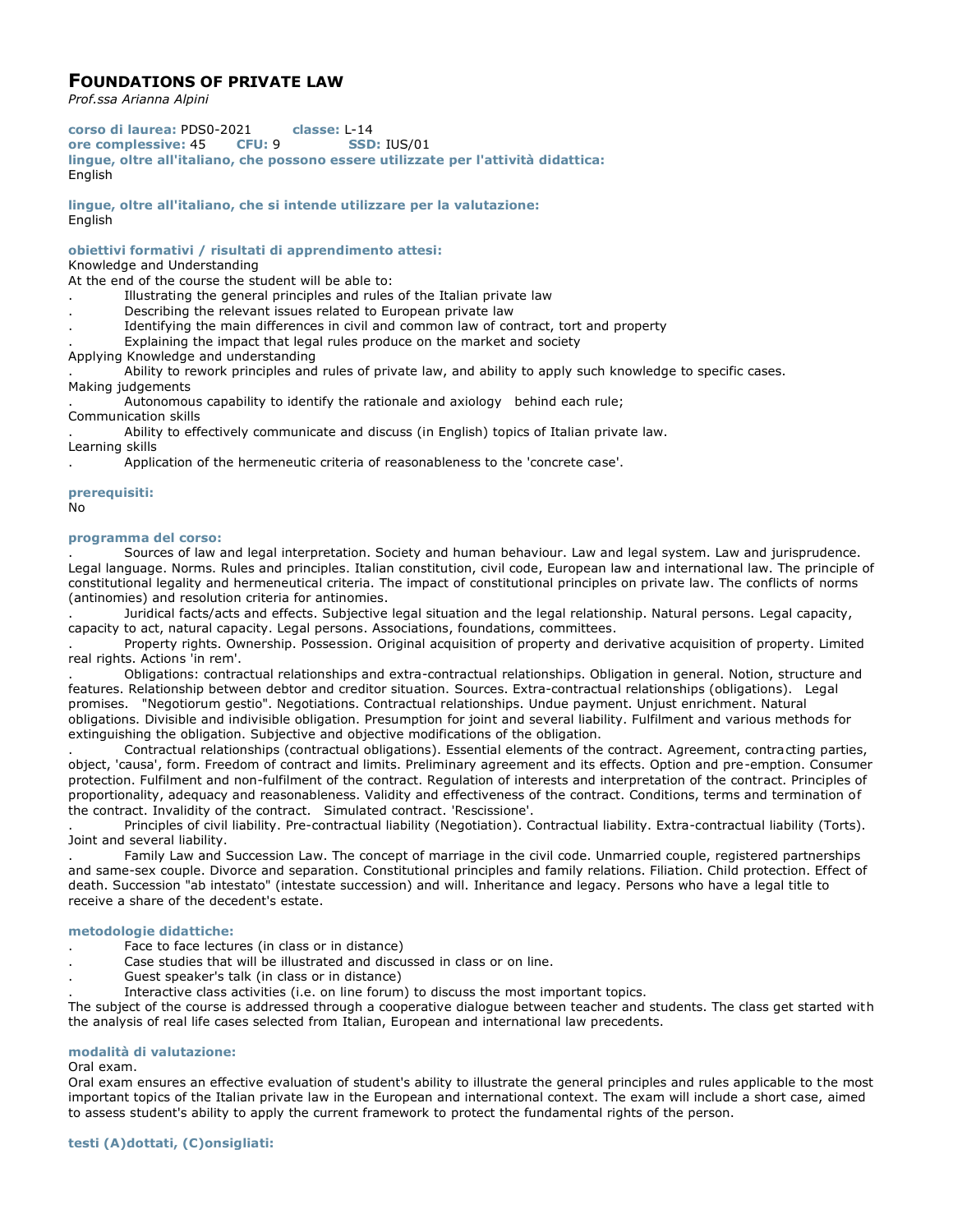# FOUNDATIONS OF PRIVATE LAW

*Prof.ssa Arianna Alpini*

**corso di laurea:** PDS0-2021 **classe:** L-14
**ore complessive:** 45 **CFU:** 9 **SSD:** IUS/01
**lingue, oltre all'italiano, che possono essere utilizzate per l'attività didattica:**
English

**lingue, oltre all'italiano, che si intende utilizzare per la valutazione:**
English

**obiettivi formativi / risultati di apprendimento attesi:**
Knowledge and Understanding
At the end of the course the student will be able to:
. Illustrating the general principles and rules of the Italian private law
. Describing the relevant issues related to European private law
. Identifying the main differences in civil and common law of contract, tort and property
. Explaining the impact that legal rules produce on the market and society
Applying Knowledge and understanding
. Ability to rework principles and rules of private law, and ability to apply such knowledge to specific cases.
Making judgements
. Autonomous capability to identify the rationale and axiology behind each rule;
Communication skills
. Ability to effectively communicate and discuss (in English) topics of Italian private law.
Learning skills
. Application of the hermeneutic criteria of reasonableness to the 'concrete case'.

**prerequisiti:**
No

**programma del corso:**
. Sources of law and legal interpretation. Society and human behaviour. Law and legal system. Law and jurisprudence. Legal language. Norms. Rules and principles. Italian constitution, civil code, European law and international law. The principle of constitutional legality and hermeneutical criteria. The impact of constitutional principles on private law. The conflicts of norms (antinomies) and resolution criteria for antinomies.
. Juridical facts/acts and effects. Subjective legal situation and the legal relationship. Natural persons. Legal capacity, capacity to act, natural capacity. Legal persons. Associations, foundations, committees.
. Property rights. Ownership. Possession. Original acquisition of property and derivative acquisition of property. Limited real rights. Actions 'in rem'.
. Obligations: contractual relationships and extra-contractual relationships. Obligation in general. Notion, structure and features. Relationship between debtor and creditor situation. Sources. Extra-contractual relationships (obligations). Legal promises. "Negotiorum gestio". Negotiations. Contractual relationships. Undue payment. Unjust enrichment. Natural obligations. Divisible and indivisible obligation. Presumption for joint and several liability. Fulfilment and various methods for extinguishing the obligation. Subjective and objective modifications of the obligation.
. Contractual relationships (contractual obligations). Essential elements of the contract. Agreement, contracting parties, object, 'causa', form. Freedom of contract and limits. Preliminary agreement and its effects. Option and pre-emption. Consumer protection. Fulfilment and non-fulfilment of the contract. Regulation of interests and interpretation of the contract. Principles of proportionality, adequacy and reasonableness. Validity and effectiveness of the contract. Conditions, terms and termination of the contract. Invalidity of the contract. Simulated contract. 'Rescissione'.
. Principles of civil liability. Pre-contractual liability (Negotiation). Contractual liability. Extra-contractual liability (Torts). Joint and several liability.
. Family Law and Succession Law. The concept of marriage in the civil code. Unmarried couple, registered partnerships and same-sex couple. Divorce and separation. Constitutional principles and family relations. Filiation. Child protection. Effect of death. Succession "ab intestato" (intestate succession) and will. Inheritance and legacy. Persons who have a legal title to receive a share of the decedent's estate.

**metodologie didattiche:**
. Face to face lectures (in class or in distance)
. Case studies that will be illustrated and discussed in class or on line.
. Guest speaker's talk (in class or in distance)
. Interactive class activities (i.e. on line forum) to discuss the most important topics.
The subject of the course is addressed through a cooperative dialogue between teacher and students. The class get started with the analysis of real life cases selected from Italian, European and international law precedents.

**modalità di valutazione:**
Oral exam.
Oral exam ensures an effective evaluation of student's ability to illustrate the general principles and rules applicable to the most important topics of the Italian private law in the European and international context. The exam will include a short case, aimed to assess student's ability to apply the current framework to protect the fundamental rights of the person.

**testi (A)dottati, (C)onsigliati:**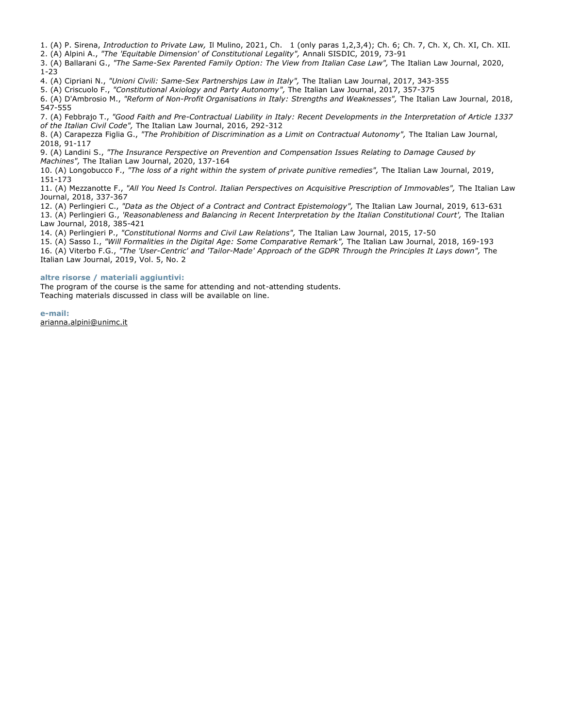1. (A) P. Sirena, *Introduction to Private Law,* Il Mulino, 2021, Ch. 1 (only paras 1,2,3,4); Ch. 6; Ch. 7, Ch. X, Ch. XI, Ch. XII.
2. (A) Alpini A., *"The 'Equitable Dimension' of Constitutional Legality",* Annali SISDIC, 2019, 73-91
3. (A) Ballarani G., *"The Same-Sex Parented Family Option: The View from Italian Case Law",* The Italian Law Journal, 2020, 1-23
4. (A) Cipriani N., *"Unioni Civili: Same-Sex Partnerships Law in Italy",* The Italian Law Journal, 2017, 343-355
5. (A) Criscuolo F., *"Constitutional Axiology and Party Autonomy",* The Italian Law Journal, 2017, 357-375
6. (A) D'Ambrosio M., *"Reform of Non-Profit Organisations in Italy: Strengths and Weaknesses",* The Italian Law Journal, 2018, 547-555
7. (A) Febbrajo T., *"Good Faith and Pre-Contractual Liability in Italy: Recent Developments in the Interpretation of Article 1337 of the Italian Civil Code",* The Italian Law Journal, 2016, 292-312
8. (A) Carapezza Figlia G., *"The Prohibition of Discrimination as a Limit on Contractual Autonomy",* The Italian Law Journal, 2018, 91-117
9. (A) Landini S., *"The Insurance Perspective on Prevention and Compensation Issues Relating to Damage Caused by Machines",* The Italian Law Journal, 2020, 137-164
10. (A) Longobucco F., *"The loss of a right within the system of private punitive remedies",* The Italian Law Journal, 2019, 151-173
11. (A) Mezzanotte F., *"All You Need Is Control. Italian Perspectives on Acquisitive Prescription of Immovables",* The Italian Law Journal, 2018, 337-367
12. (A) Perlingieri C., *"Data as the Object of a Contract and Contract Epistemology",* The Italian Law Journal, 2019, 613-631
13. (A) Perlingieri G., *'Reasonableness and Balancing in Recent Interpretation by the Italian Constitutional Court',* The Italian Law Journal, 2018, 385-421
14. (A) Perlingieri P., *"Constitutional Norms and Civil Law Relations",* The Italian Law Journal, 2015, 17-50
15. (A) Sasso I., *"Will Formalities in the Digital Age: Some Comparative Remark",* The Italian Law Journal, 2018, 169-193
16. (A) Viterbo F.G., *"The 'User-Centric' and 'Tailor-Made' Approach of the GDPR Through the Principles It Lays down",* The Italian Law Journal, 2019, Vol. 5, No. 2

**altre risorse / materiali aggiuntivi:**

The program of the course is the same for attending and not-attending students.
Teaching materials discussed in class will be available on line.

**e-mail:**

arianna.alpini@unimc.it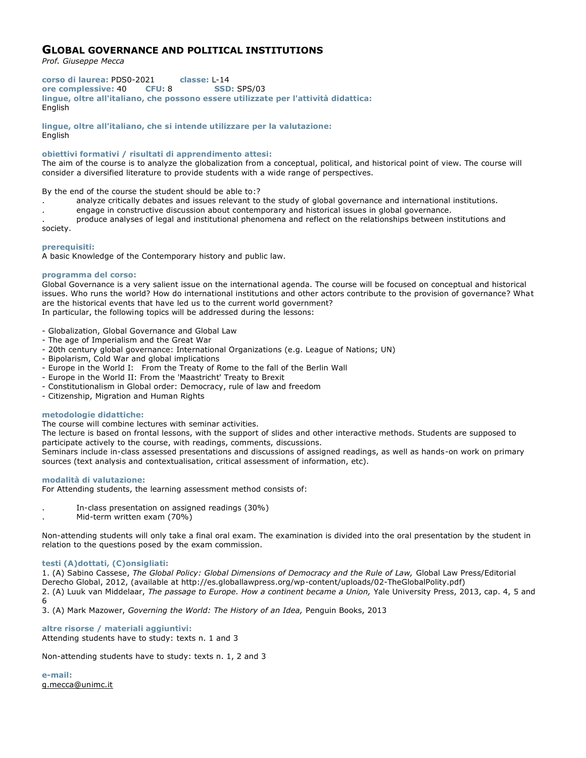## GLOBAL GOVERNANCE AND POLITICAL INSTITUTIONS

*Prof. Giuseppe Mecca*

**corso di laurea:** PDS0-2021 **classe:** L-14
**ore complessive:** 40 **CFU:** 8 **SSD:** SPS/03
**lingue, oltre all'italiano, che possono essere utilizzate per l'attività didattica:**
English

**lingue, oltre all'italiano, che si intende utilizzare per la valutazione:**
English

**obiettivi formativi / risultati di apprendimento attesi:**
The aim of the course is to analyze the globalization from a conceptual, political, and historical point of view. The course will consider a diversified literature to provide students with a wide range of perspectives.

By the end of the course the student should be able to:?

. analyze critically debates and issues relevant to the study of global governance and international institutions.
. engage in constructive discussion about contemporary and historical issues in global governance.
. produce analyses of legal and institutional phenomena and reflect on the relationships between institutions and society.

**prerequisiti:**
A basic Knowledge of the Contemporary history and public law.

**programma del corso:**
Global Governance is a very salient issue on the international agenda. The course will be focused on conceptual and historical issues. Who runs the world? How do international institutions and other actors contribute to the provision of governance? What are the historical events that have led us to the current world government?
In particular, the following topics will be addressed during the lessons:

- Globalization, Global Governance and Global Law
- The age of Imperialism and the Great War
- 20th century global governance: International Organizations (e.g. League of Nations; UN)
- Bipolarism, Cold War and global implications
- Europe in the World I: From the Treaty of Rome to the fall of the Berlin Wall
- Europe in the World II: From the 'Maastricht' Treaty to Brexit
- Constitutionalism in Global order: Democracy, rule of law and freedom
- Citizenship, Migration and Human Rights

**metodologie didattiche:**
The course will combine lectures with seminar activities.
The lecture is based on frontal lessons, with the support of slides and other interactive methods. Students are supposed to participate actively to the course, with readings, comments, discussions.
Seminars include in-class assessed presentations and discussions of assigned readings, as well as hands-on work on primary sources (text analysis and contextualisation, critical assessment of information, etc).

**modalità di valutazione:**
For Attending students, the learning assessment method consists of:

. In-class presentation on assigned readings (30%)
. Mid-term written exam (70%)

Non-attending students will only take a final oral exam. The examination is divided into the oral presentation by the student in relation to the questions posed by the exam commission.

**testi (A)dottati, (C)onsigliati:**
1. (A) Sabino Cassese, *The Global Policy: Global Dimensions of Democracy and the Rule of Law,* Global Law Press/Editorial Derecho Global, 2012, (available at http://es.globallawpress.org/wp-content/uploads/02-TheGlobalPolity.pdf)
2. (A) Luuk van Middelaar, *The passage to Europe. How a continent became a Union,* Yale University Press, 2013, cap. 4, 5 and 6
3. (A) Mark Mazower, *Governing the World: The History of an Idea,* Penguin Books, 2013

**altre risorse / materiali aggiuntivi:**
Attending students have to study: texts n. 1 and 3

Non-attending students have to study: texts n. 1, 2 and 3

**e-mail:**
g.mecca@unimc.it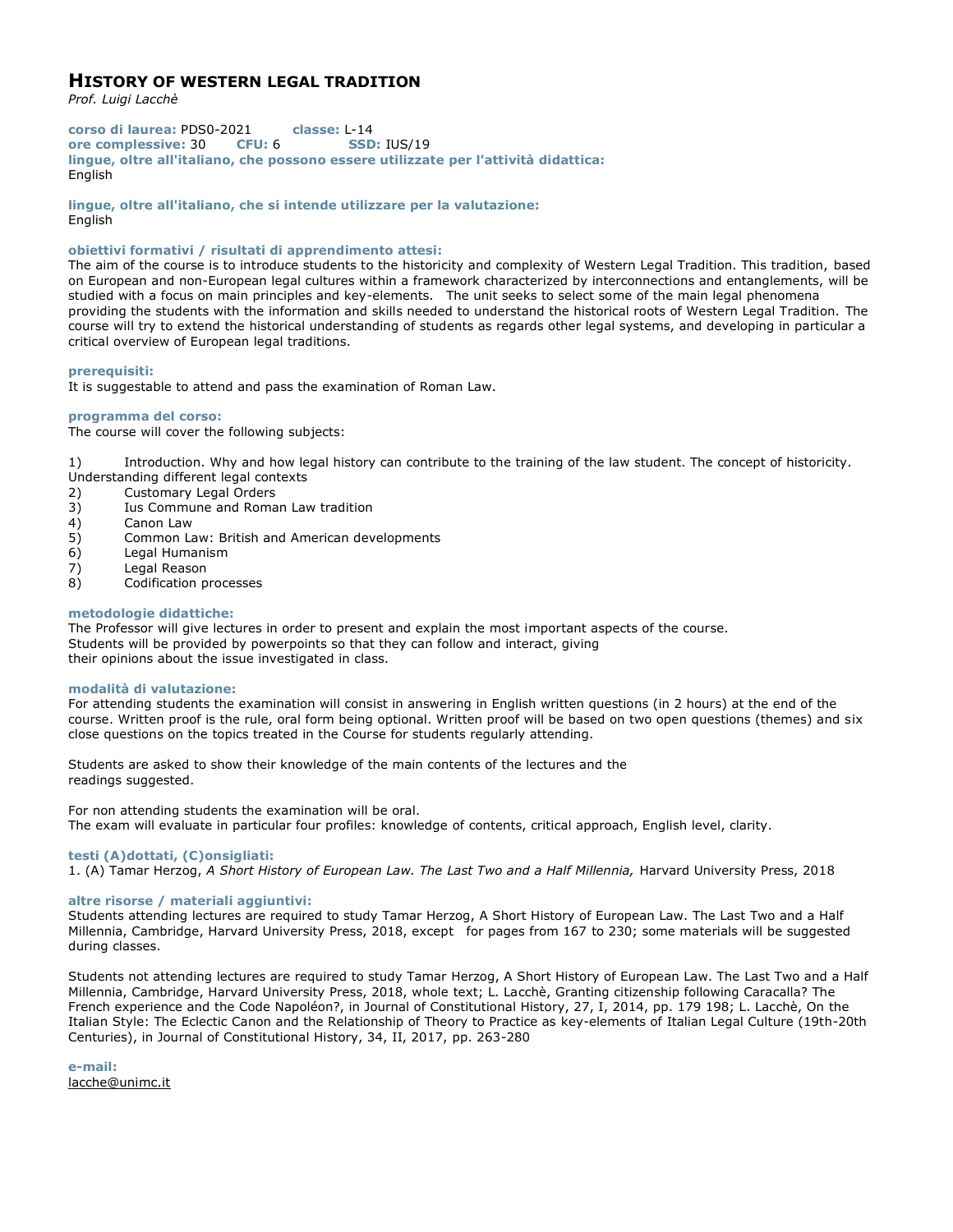# HISTORY OF WESTERN LEGAL TRADITION

*Prof. Luigi Lacchè*

**corso di laurea:** PDS0-2021 **classe:** L-14
**ore complessive:** 30 **CFU:** 6 **SSD:** IUS/19
**lingue, oltre all'italiano, che possono essere utilizzate per l'attività didattica:**
English

**lingue, oltre all'italiano, che si intende utilizzare per la valutazione:**
English

**obiettivi formativi / risultati di apprendimento attesi:**
The aim of the course is to introduce students to the historicity and complexity of Western Legal Tradition. This tradition, based on European and non-European legal cultures within a framework characterized by interconnections and entanglements, will be studied with a focus on main principles and key-elements. The unit seeks to select some of the main legal phenomena providing the students with the information and skills needed to understand the historical roots of Western Legal Tradition. The course will try to extend the historical understanding of students as regards other legal systems, and developing in particular a critical overview of European legal traditions.

**prerequisiti:**
It is suggestable to attend and pass the examination of Roman Law.

**programma del corso:**
The course will cover the following subjects:

1) Introduction. Why and how legal history can contribute to the training of the law student. The concept of historicity. Understanding different legal contexts
2) Customary Legal Orders
3) Ius Commune and Roman Law tradition
4) Canon Law
5) Common Law: British and American developments
6) Legal Humanism
7) Legal Reason
8) Codification processes

**metodologie didattiche:**
The Professor will give lectures in order to present and explain the most important aspects of the course.
Students will be provided by powerpoints so that they can follow and interact, giving
their opinions about the issue investigated in class.

**modalità di valutazione:**
For attending students the examination will consist in answering in English written questions (in 2 hours) at the end of the course. Written proof is the rule, oral form being optional. Written proof will be based on two open questions (themes) and six close questions on the topics treated in the Course for students regularly attending.

Students are asked to show their knowledge of the main contents of the lectures and the
readings suggested.

For non attending students the examination will be oral.
The exam will evaluate in particular four profiles: knowledge of contents, critical approach, English level, clarity.

**testi (A)dottati, (C)onsigliati:**
1. (A) Tamar Herzog, *A Short History of European Law. The Last Two and a Half Millennia,* Harvard University Press, 2018

**altre risorse / materiali aggiuntivi:**
Students attending lectures are required to study Tamar Herzog, A Short History of European Law. The Last Two and a Half Millennia, Cambridge, Harvard University Press, 2018, except for pages from 167 to 230; some materials will be suggested during classes.

Students not attending lectures are required to study Tamar Herzog, A Short History of European Law. The Last Two and a Half Millennia, Cambridge, Harvard University Press, 2018, whole text; L. Lacchè, Granting citizenship following Caracalla? The French experience and the Code Napoléon?, in Journal of Constitutional History, 27, I, 2014, pp. 179 198; L. Lacchè, On the Italian Style: The Eclectic Canon and the Relationship of Theory to Practice as key-elements of Italian Legal Culture (19th-20th Centuries), in Journal of Constitutional History, 34, II, 2017, pp. 263-280

**e-mail:**
lacche@unimc.it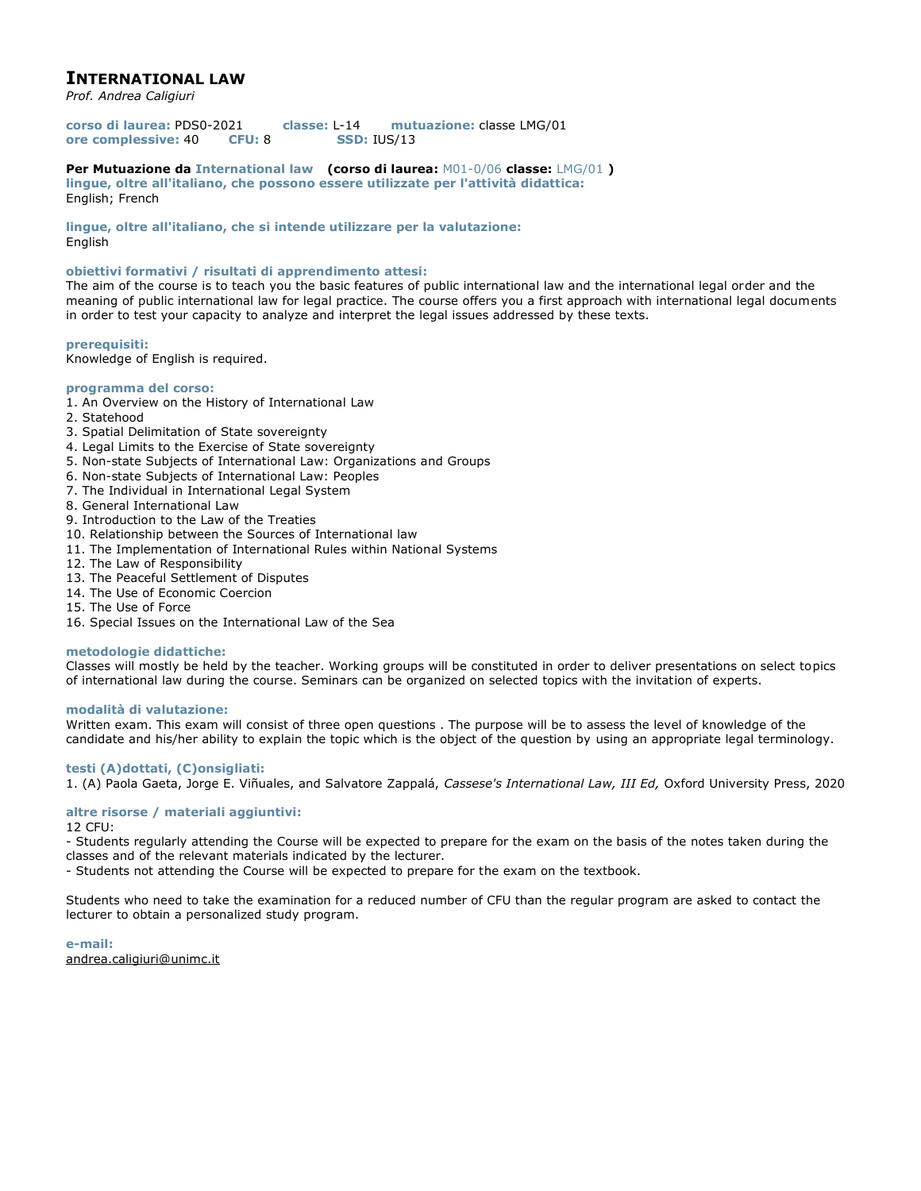# INTERNATIONAL LAW

*Prof. Andrea Caligiuri*

**corso di laurea:** PDS0-2021 **classe:** L-14 **mutuazione:** classe LMG/01
**ore complessive:** 40 **CFU:** 8 **SSD:** IUS/13

**Per Mutuazione da International law (corso di laurea:** M01-0/06 **classe:** LMG/01 **)**

**lingue, oltre all'italiano, che possono essere utilizzate per l'attività didattica:**
English; French

**lingue, oltre all'italiano, che si intende utilizzare per la valutazione:**
English

**obiettivi formativi / risultati di apprendimento attesi:**
The aim of the course is to teach you the basic features of public international law and the international legal order and the meaning of public international law for legal practice. The course offers you a first approach with international legal documents in order to test your capacity to analyze and interpret the legal issues addressed by these texts.

**prerequisiti:**
Knowledge of English is required.

**programma del corso:**

1. An Overview on the History of International Law
2. Statehood
3. Spatial Delimitation of State sovereignty
4. Legal Limits to the Exercise of State sovereignty
5. Non-state Subjects of International Law: Organizations and Groups
6. Non-state Subjects of International Law: Peoples
7. The Individual in International Legal System
8. General International Law
9. Introduction to the Law of the Treaties
10. Relationship between the Sources of International law
11. The Implementation of International Rules within National Systems
12. The Law of Responsibility
13. The Peaceful Settlement of Disputes
14. The Use of Economic Coercion
15. The Use of Force
16. Special Issues on the International Law of the Sea

**metodologie didattiche:**
Classes will mostly be held by the teacher. Working groups will be constituted in order to deliver presentations on select topics of international law during the course. Seminars can be organized on selected topics with the invitation of experts.

**modalità di valutazione:**
Written exam. This exam will consist of three open questions . The purpose will be to assess the level of knowledge of the candidate and his/her ability to explain the topic which is the object of the question by using an appropriate legal terminology.

**testi (A)dottati, (C)onsigliati:**
1. (A) Paola Gaeta, Jorge E. Viñuales, and Salvatore Zappalá, *Cassese's International Law, III Ed,* Oxford University Press, 2020

**altre risorse / materiali aggiuntivi:**
12 CFU:
- Students regularly attending the Course will be expected to prepare for the exam on the basis of the notes taken during the classes and of the relevant materials indicated by the lecturer.
- Students not attending the Course will be expected to prepare for the exam on the textbook.

Students who need to take the examination for a reduced number of CFU than the regular program are asked to contact the lecturer to obtain a personalized study program.

**e-mail:**
andrea.caligiuri@unimc.it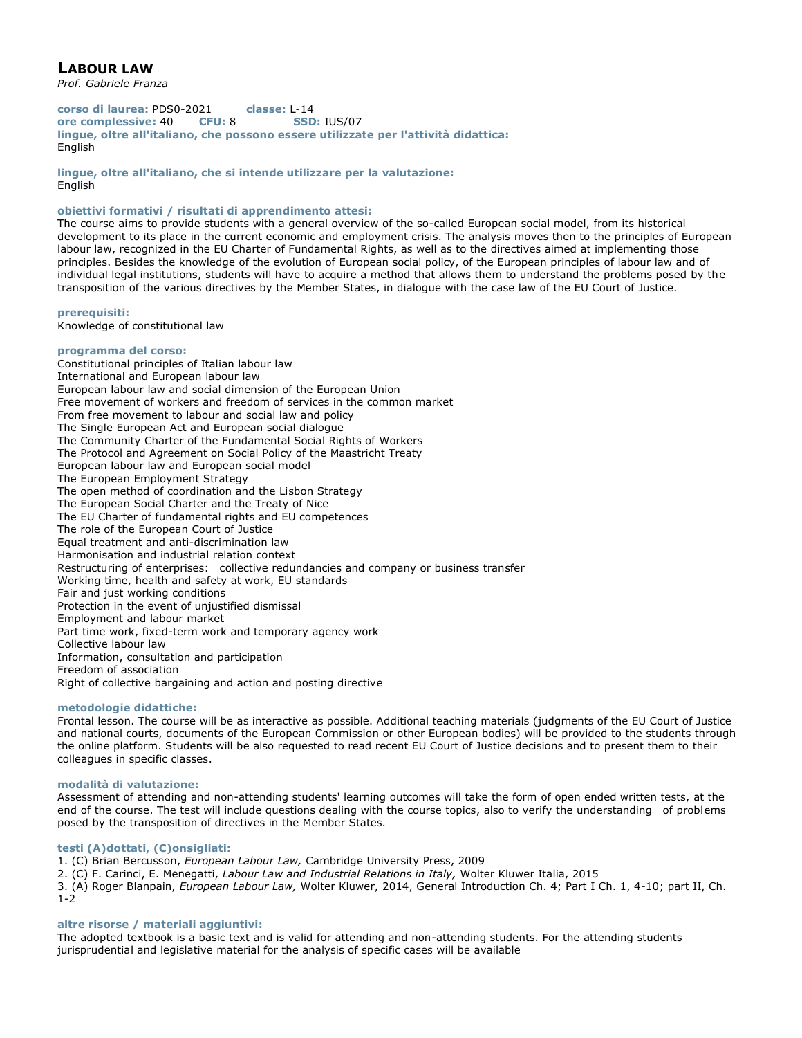# LABOUR LAW

*Prof. Gabriele Franza*

**corso di laurea:** PDS0-2021 **classe:** L-14
**ore complessive:** 40 **CFU:** 8 **SSD:** IUS/07
**lingue, oltre all'italiano, che possono essere utilizzate per l'attività didattica:**
English

**lingue, oltre all'italiano, che si intende utilizzare per la valutazione:**
English

**obiettivi formativi / risultati di apprendimento attesi:**
The course aims to provide students with a general overview of the so-called European social model, from its historical development to its place in the current economic and employment crisis. The analysis moves then to the principles of European labour law, recognized in the EU Charter of Fundamental Rights, as well as to the directives aimed at implementing those principles. Besides the knowledge of the evolution of European social policy, of the European principles of labour law and of individual legal institutions, students will have to acquire a method that allows them to understand the problems posed by the transposition of the various directives by the Member States, in dialogue with the case law of the EU Court of Justice.

**prerequisiti:**
Knowledge of constitutional law

**programma del corso:**
Constitutional principles of Italian labour law
International and European labour law
European labour law and social dimension of the European Union
Free movement of workers and freedom of services in the common market
From free movement to labour and social law and policy
The Single European Act and European social dialogue
The Community Charter of the Fundamental Social Rights of Workers
The Protocol and Agreement on Social Policy of the Maastricht Treaty
European labour law and European social model
The European Employment Strategy
The open method of coordination and the Lisbon Strategy
The European Social Charter and the Treaty of Nice
The EU Charter of fundamental rights and EU competences
The role of the European Court of Justice
Equal treatment and anti-discrimination law
Harmonisation and industrial relation context
Restructuring of enterprises: collective redundancies and company or business transfer
Working time, health and safety at work, EU standards
Fair and just working conditions
Protection in the event of unjustified dismissal
Employment and labour market
Part time work, fixed-term work and temporary agency work
Collective labour law
Information, consultation and participation
Freedom of association
Right of collective bargaining and action and posting directive

**metodologie didattiche:**
Frontal lesson. The course will be as interactive as possible. Additional teaching materials (judgments of the EU Court of Justice and national courts, documents of the European Commission or other European bodies) will be provided to the students through the online platform. Students will be also requested to read recent EU Court of Justice decisions and to present them to their colleagues in specific classes.

**modalità di valutazione:**
Assessment of attending and non-attending students' learning outcomes will take the form of open ended written tests, at the end of the course. The test will include questions dealing with the course topics, also to verify the understanding of problems posed by the transposition of directives in the Member States.

**testi (A)dottati, (C)onsigliati:**
1. (C) Brian Bercusson, *European Labour Law,* Cambridge University Press, 2009
2. (C) F. Carinci, E. Menegatti, *Labour Law and Industrial Relations in Italy,* Wolter Kluwer Italia, 2015
3. (A) Roger Blanpain, *European Labour Law,* Wolter Kluwer, 2014, General Introduction Ch. 4; Part I Ch. 1, 4-10; part II, Ch. 1-2

**altre risorse / materiali aggiuntivi:**
The adopted textbook is a basic text and is valid for attending and non-attending students. For the attending students jurisprudential and legislative material for the analysis of specific cases will be available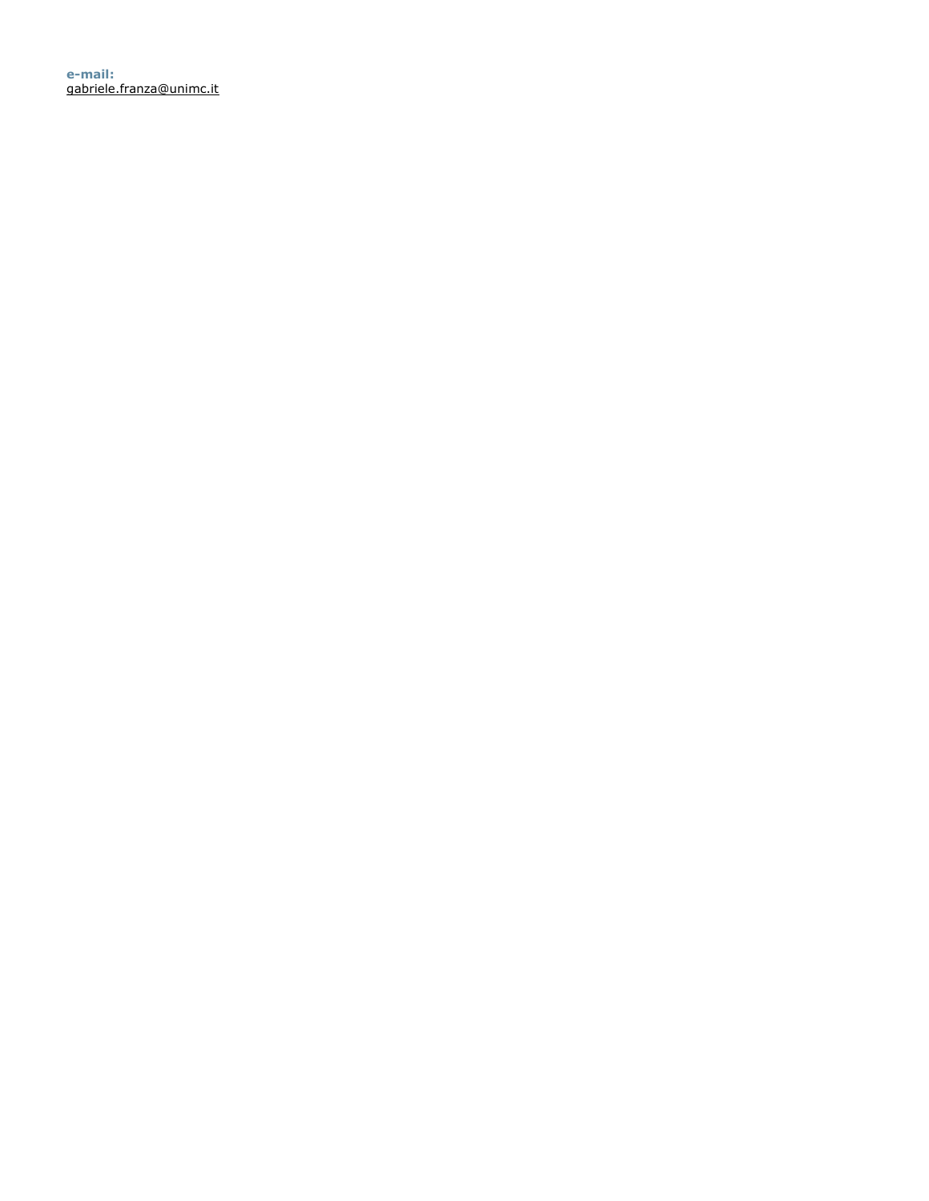**e-mail:**
gabriele.franza@unimc.it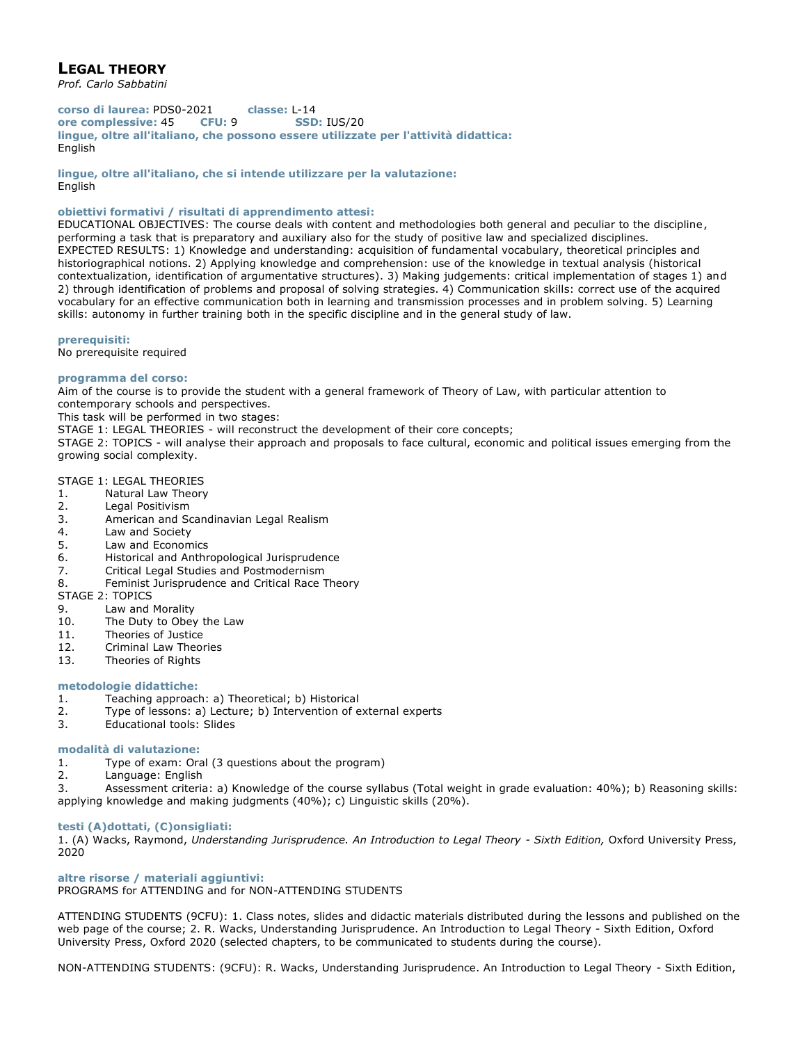# LEGAL THEORY

*Prof. Carlo Sabbatini*

**corso di laurea:** PDS0-2021 **classe:** L-14
**ore complessive:** 45 **CFU:** 9 **SSD:** IUS/20
**lingue, oltre all'italiano, che possono essere utilizzate per l'attività didattica:**
English

**lingue, oltre all'italiano, che si intende utilizzare per la valutazione:**
English

**obiettivi formativi / risultati di apprendimento attesi:**
EDUCATIONAL OBJECTIVES: The course deals with content and methodologies both general and peculiar to the discipline, performing a task that is preparatory and auxiliary also for the study of positive law and specialized disciplines.
EXPECTED RESULTS: 1) Knowledge and understanding: acquisition of fundamental vocabulary, theoretical principles and historiographical notions. 2) Applying knowledge and comprehension: use of the knowledge in textual analysis (historical contextualization, identification of argumentative structures). 3) Making judgements: critical implementation of stages 1) and 2) through identification of problems and proposal of solving strategies. 4) Communication skills: correct use of the acquired vocabulary for an effective communication both in learning and transmission processes and in problem solving. 5) Learning skills: autonomy in further training both in the specific discipline and in the general study of law.

**prerequisiti:**
No prerequisite required

**programma del corso:**
Aim of the course is to provide the student with a general framework of Theory of Law, with particular attention to contemporary schools and perspectives.
This task will be performed in two stages:
STAGE 1: LEGAL THEORIES - will reconstruct the development of their core concepts;
STAGE 2: TOPICS - will analyse their approach and proposals to face cultural, economic and political issues emerging from the growing social complexity.

STAGE 1: LEGAL THEORIES
1. Natural Law Theory
2. Legal Positivism
3. American and Scandinavian Legal Realism
4. Law and Society
5. Law and Economics
6. Historical and Anthropological Jurisprudence
7. Critical Legal Studies and Postmodernism
8. Feminist Jurisprudence and Critical Race Theory

STAGE 2: TOPICS
9. Law and Morality
10. The Duty to Obey the Law
11. Theories of Justice
12. Criminal Law Theories
13. Theories of Rights

**metodologie didattiche:**
1. Teaching approach: a) Theoretical; b) Historical
2. Type of lessons: a) Lecture; b) Intervention of external experts
3. Educational tools: Slides

**modalità di valutazione:**
1. Type of exam: Oral (3 questions about the program)
2. Language: English
3. Assessment criteria: a) Knowledge of the course syllabus (Total weight in grade evaluation: 40%); b) Reasoning skills: applying knowledge and making judgments (40%); c) Linguistic skills (20%).

**testi (A)dottati, (C)onsigliati:**
1. (A) Wacks, Raymond, *Understanding Jurisprudence. An Introduction to Legal Theory - Sixth Edition,* Oxford University Press, 2020

**altre risorse / materiali aggiuntivi:**
PROGRAMS for ATTENDING and for NON-ATTENDING STUDENTS

ATTENDING STUDENTS (9CFU): 1. Class notes, slides and didactic materials distributed during the lessons and published on the web page of the course; 2. R. Wacks, Understanding Jurisprudence. An Introduction to Legal Theory - Sixth Edition, Oxford University Press, Oxford 2020 (selected chapters, to be communicated to students during the course).

NON-ATTENDING STUDENTS: (9CFU): R. Wacks, Understanding Jurisprudence. An Introduction to Legal Theory - Sixth Edition,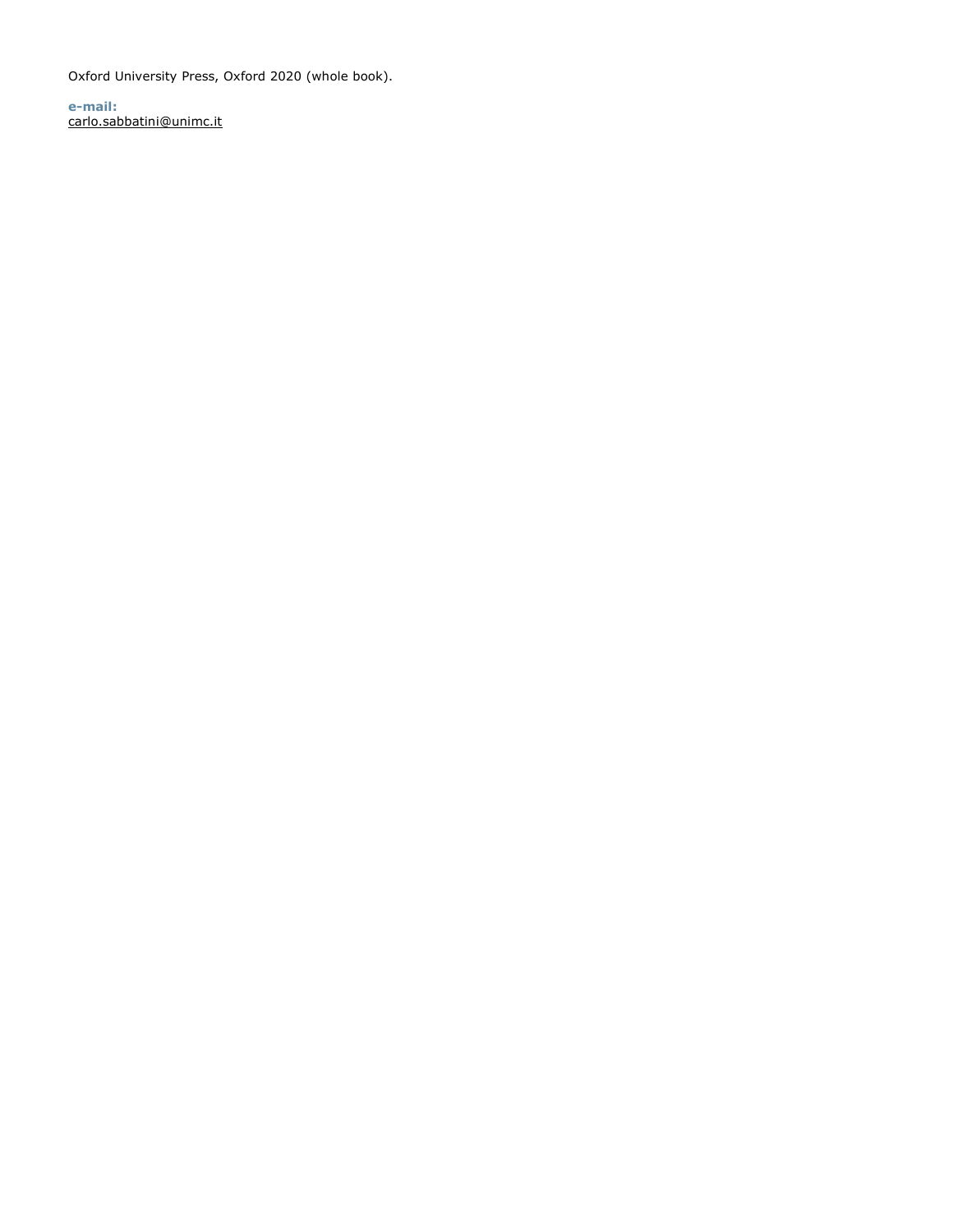Oxford University Press, Oxford 2020 (whole book).

**e-mail:**
carlo.sabbatini@unimc.it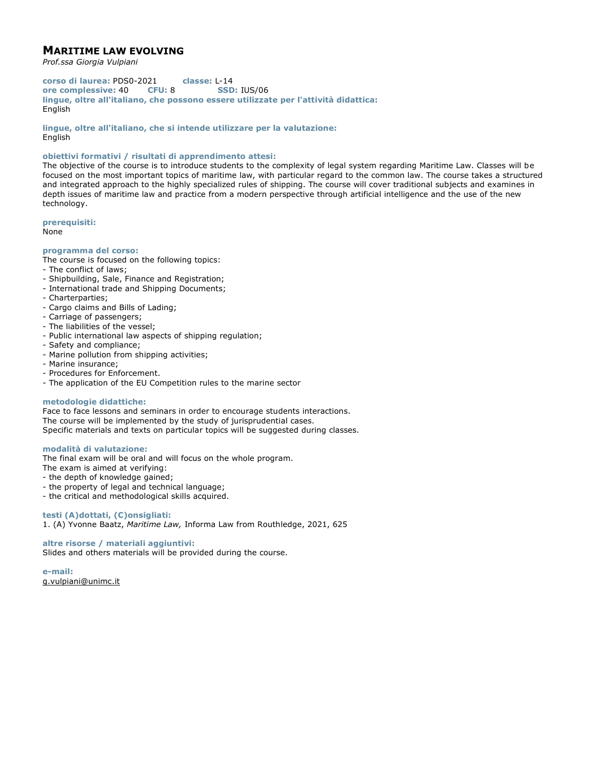# MARITIME LAW EVOLVING

*Prof.ssa Giorgia Vulpiani*

**corso di laurea:** PDS0-2021 **classe:** L-14
**ore complessive:** 40 **CFU:** 8 **SSD:** IUS/06
**lingue, oltre all'italiano, che possono essere utilizzate per l'attività didattica:**
English

**lingue, oltre all'italiano, che si intende utilizzare per la valutazione:**
English

**obiettivi formativi / risultati di apprendimento attesi:**
The objective of the course is to introduce students to the complexity of legal system regarding Maritime Law. Classes will be focused on the most important topics of maritime law, with particular regard to the common law. The course takes a structured and integrated approach to the highly specialized rules of shipping. The course will cover traditional subjects and examines in depth issues of maritime law and practice from a modern perspective through artificial intelligence and the use of the new technology.

**prerequisiti:**
None

**programma del corso:**
The course is focused on the following topics:
- The conflict of laws;
- Shipbuilding, Sale, Finance and Registration;
- International trade and Shipping Documents;
- Charterparties;
- Cargo claims and Bills of Lading;
- Carriage of passengers;
- The liabilities of the vessel;
- Public international law aspects of shipping regulation;
- Safety and compliance;
- Marine pollution from shipping activities;
- Marine insurance;
- Procedures for Enforcement.
- The application of the EU Competition rules to the marine sector

**metodologie didattiche:**
Face to face lessons and seminars in order to encourage students interactions.
The course will be implemented by the study of jurisprudential cases.
Specific materials and texts on particular topics will be suggested during classes.

**modalità di valutazione:**
The final exam will be oral and will focus on the whole program.
The exam is aimed at verifying:
- the depth of knowledge gained;
- the property of legal and technical language;
- the critical and methodological skills acquired.

**testi (A)dottati, (C)onsigliati:**
1. (A) Yvonne Baatz, *Maritime Law,* Informa Law from Routhledge, 2021, 625

**altre risorse / materiali aggiuntivi:**
Slides and others materials will be provided during the course.

**e-mail:**
g.vulpiani@unimc.it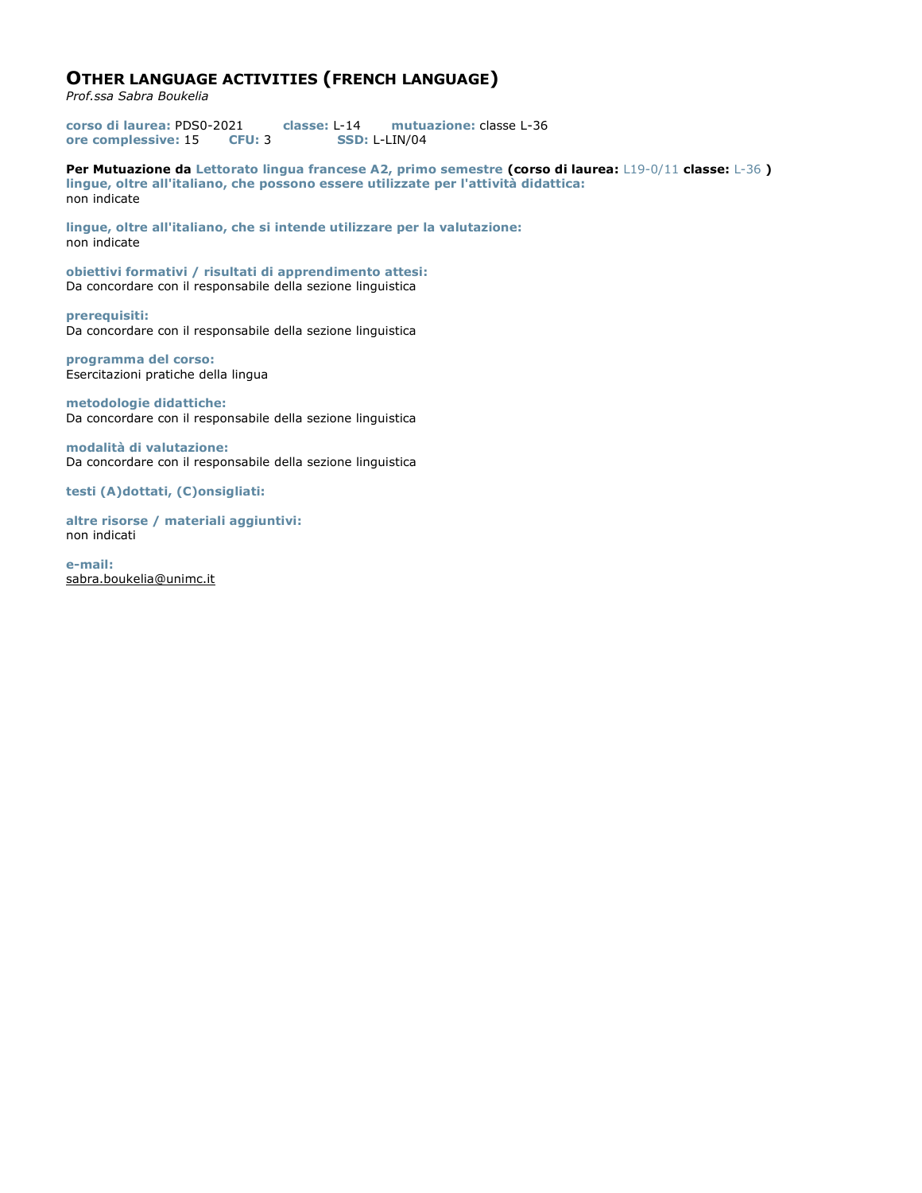## OTHER LANGUAGE ACTIVITIES (FRENCH LANGUAGE)

*Prof.ssa Sabra Boukelia*

**corso di laurea:** PDS0-2021 **classe:** L-14 **mutuazione:** classe L-36
**ore complessive:** 15 **CFU:** 3 **SSD:** L-LIN/04

**Per Mutuazione da Lettorato lingua francese A2, primo semestre (corso di laurea:** L19-0/11 **classe:** L-36 **)**

**lingue, oltre all'italiano, che possono essere utilizzate per l'attività didattica:**
non indicate

**lingue, oltre all'italiano, che si intende utilizzare per la valutazione:**
non indicate

**obiettivi formativi / risultati di apprendimento attesi:**
Da concordare con il responsabile della sezione linguistica

**prerequisiti:**
Da concordare con il responsabile della sezione linguistica

**programma del corso:**
Esercitazioni pratiche della lingua

**metodologie didattiche:**
Da concordare con il responsabile della sezione linguistica

**modalità di valutazione:**
Da concordare con il responsabile della sezione linguistica

**testi (A)dottati, (C)onsigliati:**

**altre risorse / materiali aggiuntivi:**
non indicati

**e-mail:**
sabra.boukelia@unimc.it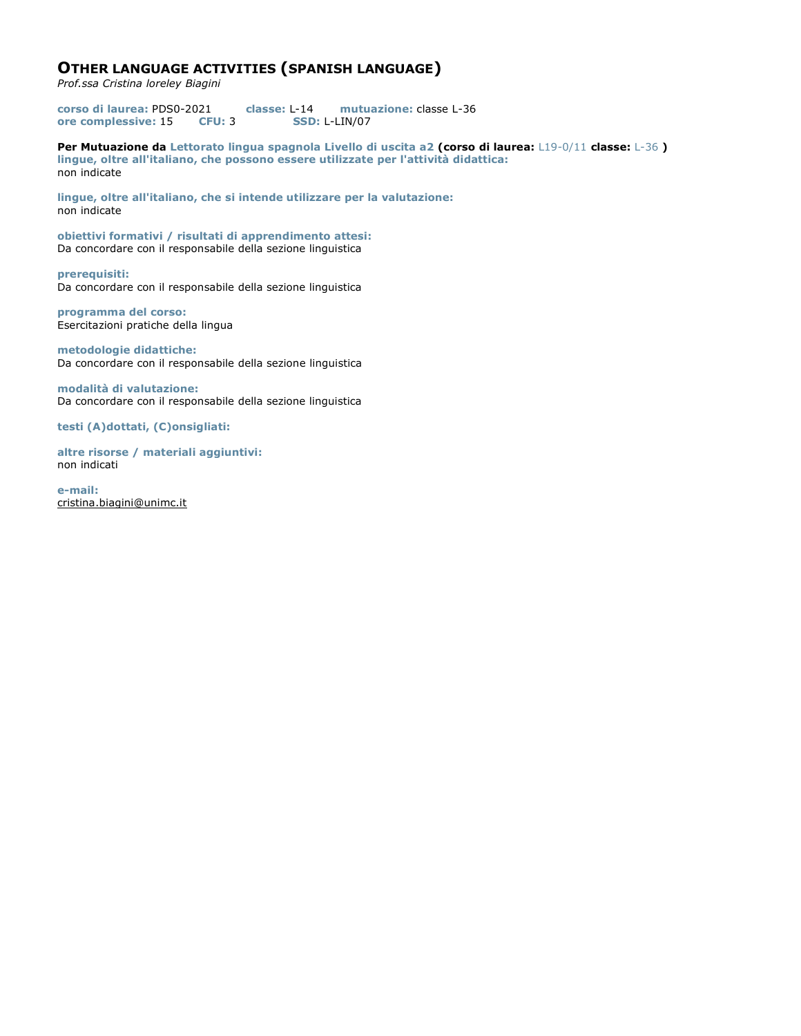## OTHER LANGUAGE ACTIVITIES (SPANISH LANGUAGE)

*Prof.ssa Cristina loreley Biagini*

**corso di laurea:** PDS0-2021 **classe:** L-14 **mutuazione:** classe L-36
**ore complessive:** 15 **CFU:** 3 **SSD:** L-LIN/07

**Per Mutuazione da Lettorato lingua spagnola Livello di uscita a2 (corso di laurea:** L19-0/11 **classe:** L-36 **)**

**lingue, oltre all'italiano, che possono essere utilizzate per l'attività didattica:**
non indicate

**lingue, oltre all'italiano, che si intende utilizzare per la valutazione:**
non indicate

**obiettivi formativi / risultati di apprendimento attesi:**
Da concordare con il responsabile della sezione linguistica

**prerequisiti:**
Da concordare con il responsabile della sezione linguistica

**programma del corso:**
Esercitazioni pratiche della lingua

**metodologie didattiche:**
Da concordare con il responsabile della sezione linguistica

**modalità di valutazione:**
Da concordare con il responsabile della sezione linguistica

**testi (A)dottati, (C)onsigliati:**

**altre risorse / materiali aggiuntivi:**
non indicati

**e-mail:**
cristina.biagini@unimc.it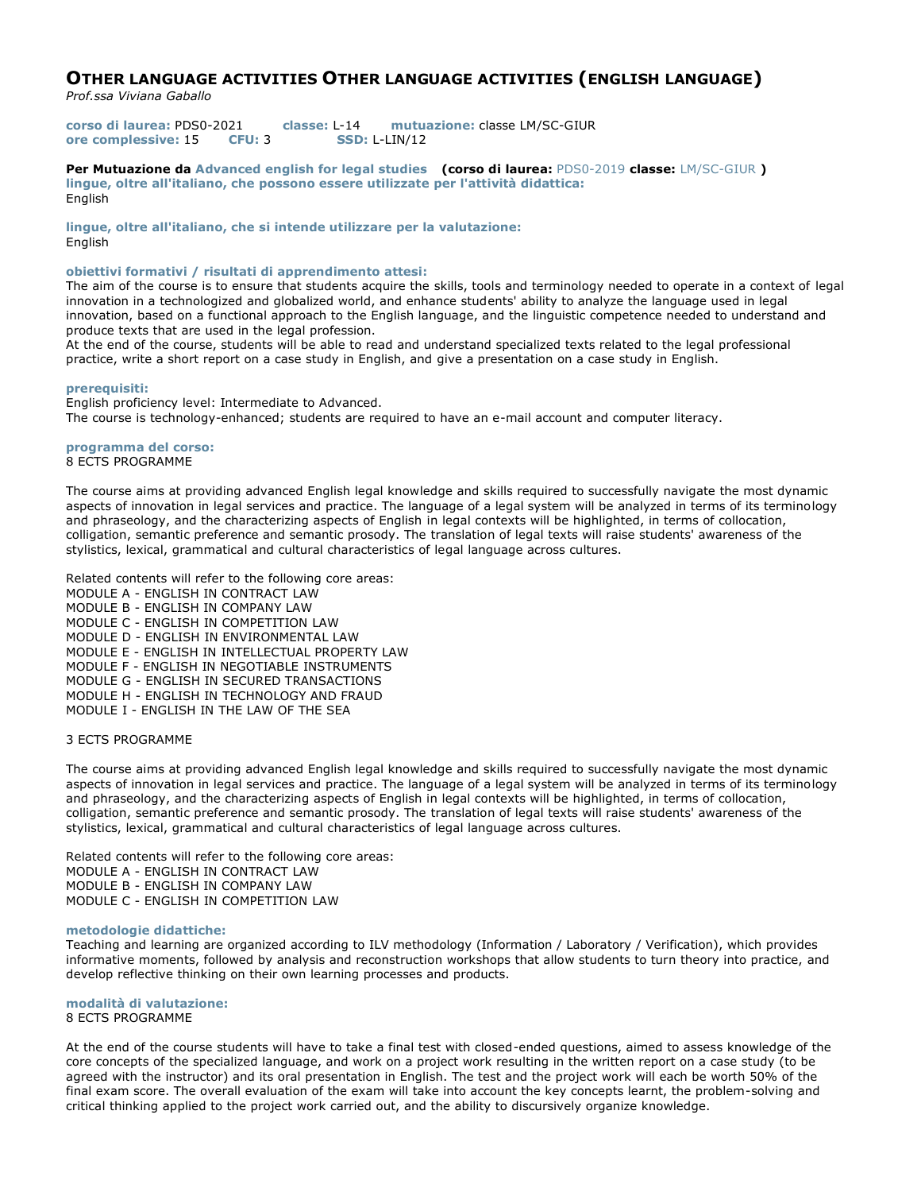# OTHER LANGUAGE ACTIVITIES OTHER LANGUAGE ACTIVITIES (ENGLISH LANGUAGE)

*Prof.ssa Viviana Gaballo*

**corso di laurea:** PDS0-2021 **classe:** L-14 **mutuazione:** classe LM/SC-GIUR
**ore complessive:** 15 **CFU:** 3 **SSD:** L-LIN/12

**Per Mutuazione da Advanced english for legal studies (corso di laurea: PDS0-2019 classe: LM/SC-GIUR )**

**lingue, oltre all'italiano, che possono essere utilizzate per l'attività didattica:**
English

**lingue, oltre all'italiano, che si intende utilizzare per la valutazione:**
English

**obiettivi formativi / risultati di apprendimento attesi:**
The aim of the course is to ensure that students acquire the skills, tools and terminology needed to operate in a context of legal innovation in a technologized and globalized world, and enhance students' ability to analyze the language used in legal innovation, based on a functional approach to the English language, and the linguistic competence needed to understand and produce texts that are used in the legal profession.
At the end of the course, students will be able to read and understand specialized texts related to the legal professional practice, write a short report on a case study in English, and give a presentation on a case study in English.

**prerequisiti:**
English proficiency level: Intermediate to Advanced.
The course is technology-enhanced; students are required to have an e-mail account and computer literacy.

**programma del corso:**
8 ECTS PROGRAMME

The course aims at providing advanced English legal knowledge and skills required to successfully navigate the most dynamic aspects of innovation in legal services and practice. The language of a legal system will be analyzed in terms of its terminology and phraseology, and the characterizing aspects of English in legal contexts will be highlighted, in terms of collocation, colligation, semantic preference and semantic prosody. The translation of legal texts will raise students' awareness of the stylistics, lexical, grammatical and cultural characteristics of legal language across cultures.

Related contents will refer to the following core areas:
MODULE A - ENGLISH IN CONTRACT LAW
MODULE B - ENGLISH IN COMPANY LAW
MODULE C - ENGLISH IN COMPETITION LAW
MODULE D - ENGLISH IN ENVIRONMENTAL LAW
MODULE E - ENGLISH IN INTELLECTUAL PROPERTY LAW
MODULE F - ENGLISH IN NEGOTIABLE INSTRUMENTS
MODULE G - ENGLISH IN SECURED TRANSACTIONS
MODULE H - ENGLISH IN TECHNOLOGY AND FRAUD
MODULE I - ENGLISH IN THE LAW OF THE SEA

3 ECTS PROGRAMME

The course aims at providing advanced English legal knowledge and skills required to successfully navigate the most dynamic aspects of innovation in legal services and practice. The language of a legal system will be analyzed in terms of its terminology and phraseology, and the characterizing aspects of English in legal contexts will be highlighted, in terms of collocation, colligation, semantic preference and semantic prosody. The translation of legal texts will raise students' awareness of the stylistics, lexical, grammatical and cultural characteristics of legal language across cultures.

Related contents will refer to the following core areas:
MODULE A - ENGLISH IN CONTRACT LAW
MODULE B - ENGLISH IN COMPANY LAW
MODULE C - ENGLISH IN COMPETITION LAW

**metodologie didattiche:**
Teaching and learning are organized according to ILV methodology (Information / Laboratory / Verification), which provides informative moments, followed by analysis and reconstruction workshops that allow students to turn theory into practice, and develop reflective thinking on their own learning processes and products.

**modalità di valutazione:**
8 ECTS PROGRAMME

At the end of the course students will have to take a final test with closed-ended questions, aimed to assess knowledge of the core concepts of the specialized language, and work on a project work resulting in the written report on a case study (to be agreed with the instructor) and its oral presentation in English. The test and the project work will each be worth 50% of the final exam score. The overall evaluation of the exam will take into account the key concepts learnt, the problem-solving and critical thinking applied to the project work carried out, and the ability to discursively organize knowledge.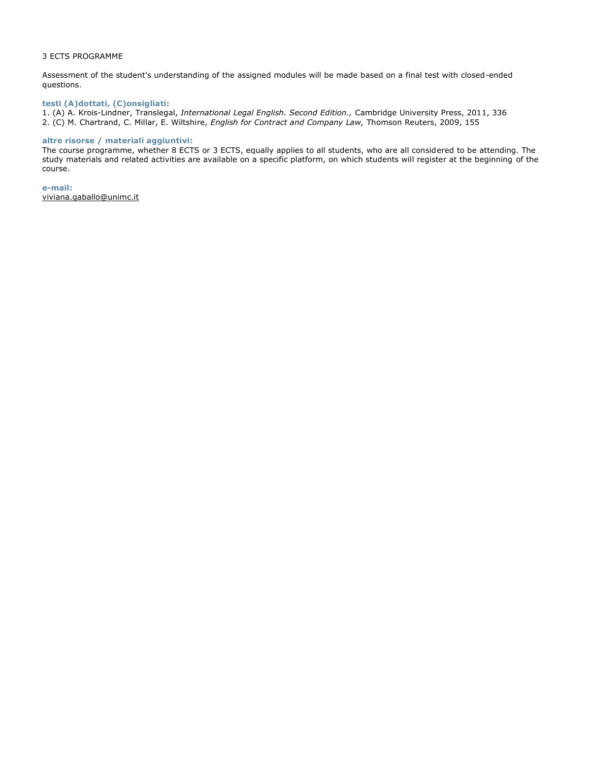3 ECTS PROGRAMME

Assessment of the student's understanding of the assigned modules will be made based on a final test with closed-ended questions.

**testi (A)dottati, (C)onsigliati:**

1. (A) A. Krois-Lindner, Translegal, *International Legal English. Second Edition.,* Cambridge University Press, 2011, 336
2. (C) M. Chartrand, C. Millar, E. Wiltshire, *English for Contract and Company Law,* Thomson Reuters, 2009, 155

**altre risorse / materiali aggiuntivi:**

The course programme, whether 8 ECTS or 3 ECTS, equally applies to all students, who are all considered to be attending. The study materials and related activities are available on a specific platform, on which students will register at the beginning of the course.

**e-mail:**

viviana.gaballo@unimc.it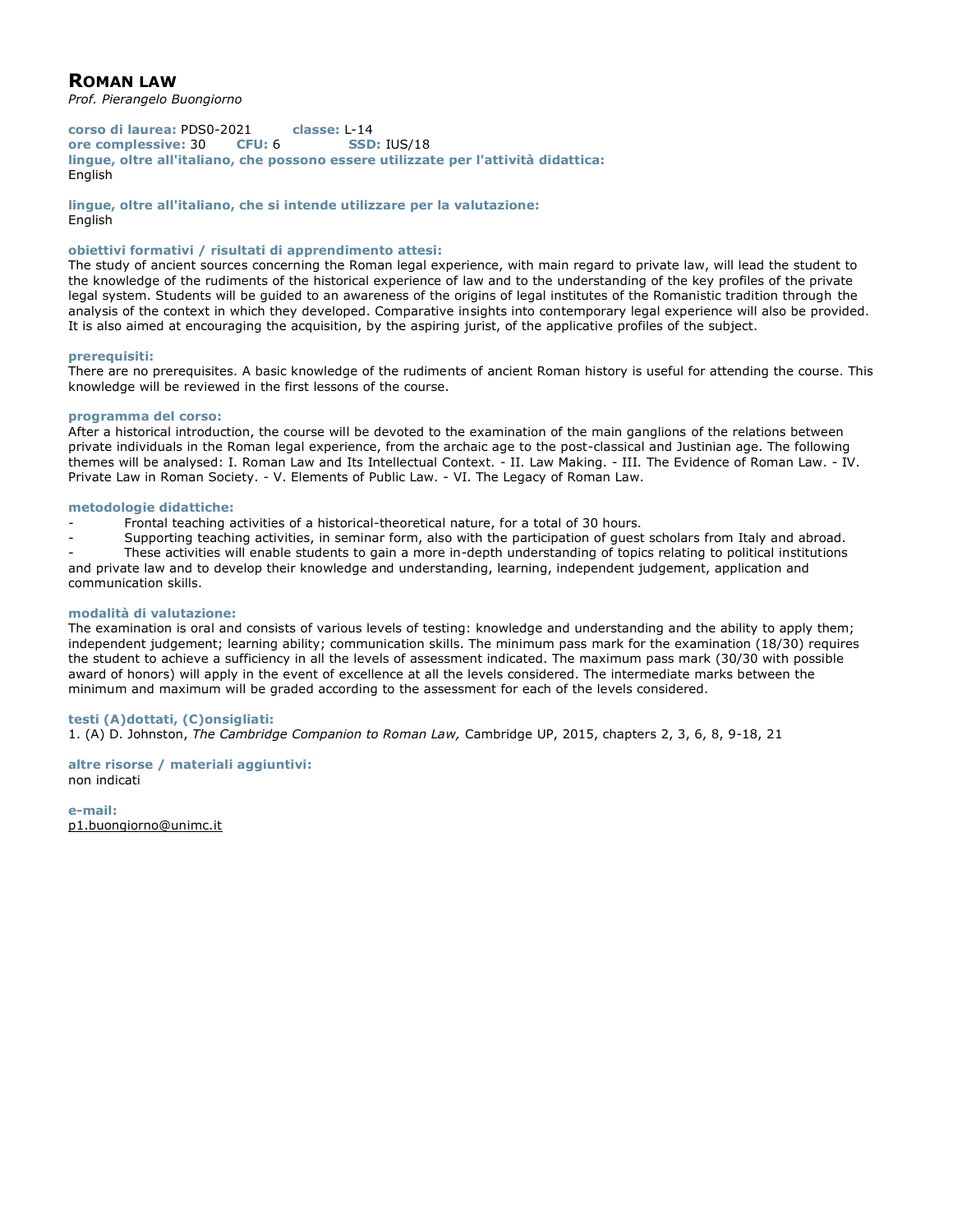# ROMAN LAW

*Prof. Pierangelo Buongiorno*

**corso di laurea:** PDS0-2021 **classe:** L-14
**ore complessive:** 30 **CFU:** 6 **SSD:** IUS/18
**lingue, oltre all'italiano, che possono essere utilizzate per l'attività didattica:**
English

**lingue, oltre all'italiano, che si intende utilizzare per la valutazione:**
English

**obiettivi formativi / risultati di apprendimento attesi:**
The study of ancient sources concerning the Roman legal experience, with main regard to private law, will lead the student to the knowledge of the rudiments of the historical experience of law and to the understanding of the key profiles of the private legal system. Students will be guided to an awareness of the origins of legal institutes of the Romanistic tradition through the analysis of the context in which they developed. Comparative insights into contemporary legal experience will also be provided. It is also aimed at encouraging the acquisition, by the aspiring jurist, of the applicative profiles of the subject.

**prerequisiti:**
There are no prerequisites. A basic knowledge of the rudiments of ancient Roman history is useful for attending the course. This knowledge will be reviewed in the first lessons of the course.

**programma del corso:**
After a historical introduction, the course will be devoted to the examination of the main ganglions of the relations between private individuals in the Roman legal experience, from the archaic age to the post-classical and Justinian age. The following themes will be analysed: I. Roman Law and Its Intellectual Context. - II. Law Making. - III. The Evidence of Roman Law. - IV. Private Law in Roman Society. - V. Elements of Public Law. - VI. The Legacy of Roman Law.

**metodologie didattiche:**

- Frontal teaching activities of a historical-theoretical nature, for a total of 30 hours.
- Supporting teaching activities, in seminar form, also with the participation of guest scholars from Italy and abroad.
- These activities will enable students to gain a more in-depth understanding of topics relating to political institutions and private law and to develop their knowledge and understanding, learning, independent judgement, application and communication skills.

**modalità di valutazione:**
The examination is oral and consists of various levels of testing: knowledge and understanding and the ability to apply them; independent judgement; learning ability; communication skills. The minimum pass mark for the examination (18/30) requires the student to achieve a sufficiency in all the levels of assessment indicated. The maximum pass mark (30/30 with possible award of honors) will apply in the event of excellence at all the levels considered. The intermediate marks between the minimum and maximum will be graded according to the assessment for each of the levels considered.

**testi (A)dottati, (C)onsigliati:**
1. (A) D. Johnston, *The Cambridge Companion to Roman Law,* Cambridge UP, 2015, chapters 2, 3, 6, 8, 9-18, 21

**altre risorse / materiali aggiuntivi:**
non indicati

**e-mail:**
p1.buongiorno@unimc.it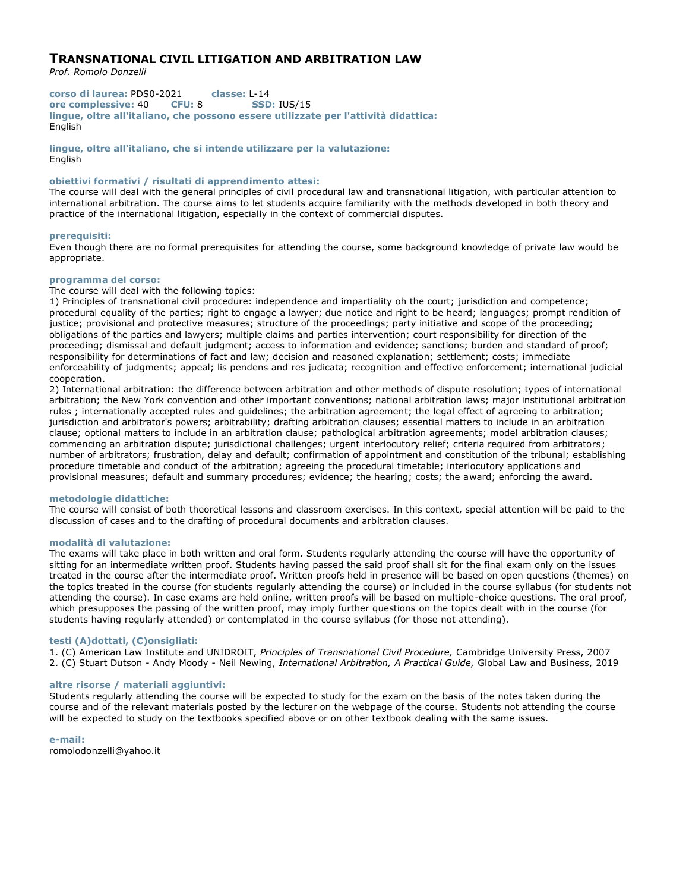# TRANSNATIONAL CIVIL LITIGATION AND ARBITRATION LAW

*Prof. Romolo Donzelli*

**corso di laurea:** PDS0-2021 **classe:** L-14
**ore complessive:** 40 **CFU:** 8 **SSD:** IUS/15
**lingue, oltre all'italiano, che possono essere utilizzate per l'attività didattica:**
English

**lingue, oltre all'italiano, che si intende utilizzare per la valutazione:**
English

**obiettivi formativi / risultati di apprendimento attesi:**
The course will deal with the general principles of civil procedural law and transnational litigation, with particular attention to international arbitration. The course aims to let students acquire familiarity with the methods developed in both theory and practice of the international litigation, especially in the context of commercial disputes.

**prerequisiti:**
Even though there are no formal prerequisites for attending the course, some background knowledge of private law would be appropriate.

**programma del corso:**
The course will deal with the following topics:
1) Principles of transnational civil procedure: independence and impartiality oh the court; jurisdiction and competence; procedural equality of the parties; right to engage a lawyer; due notice and right to be heard; languages; prompt rendition of justice; provisional and protective measures; structure of the proceedings; party initiative and scope of the proceeding; obligations of the parties and lawyers; multiple claims and parties intervention; court responsibility for direction of the proceeding; dismissal and default judgment; access to information and evidence; sanctions; burden and standard of proof; responsibility for determinations of fact and law; decision and reasoned explanation; settlement; costs; immediate enforceability of judgments; appeal; lis pendens and res judicata; recognition and effective enforcement; international judicial cooperation.
2) International arbitration: the difference between arbitration and other methods of dispute resolution; types of international arbitration; the New York convention and other important conventions; national arbitration laws; major institutional arbitration rules ; internationally accepted rules and guidelines; the arbitration agreement; the legal effect of agreeing to arbitration; jurisdiction and arbitrator's powers; arbitrability; drafting arbitration clauses; essential matters to include in an arbitration clause; optional matters to include in an arbitration clause; pathological arbitration agreements; model arbitration clauses; commencing an arbitration dispute; jurisdictional challenges; urgent interlocutory relief; criteria required from arbitrators; number of arbitrators; frustration, delay and default; confirmation of appointment and constitution of the tribunal; establishing procedure timetable and conduct of the arbitration; agreeing the procedural timetable; interlocutory applications and provisional measures; default and summary procedures; evidence; the hearing; costs; the award; enforcing the award.

**metodologie didattiche:**
The course will consist of both theoretical lessons and classroom exercises. In this context, special attention will be paid to the discussion of cases and to the drafting of procedural documents and arbitration clauses.

**modalità di valutazione:**
The exams will take place in both written and oral form. Students regularly attending the course will have the opportunity of sitting for an intermediate written proof. Students having passed the said proof shall sit for the final exam only on the issues treated in the course after the intermediate proof. Written proofs held in presence will be based on open questions (themes) on the topics treated in the course (for students regularly attending the course) or included in the course syllabus (for students not attending the course). In case exams are held online, written proofs will be based on multiple-choice questions. The oral proof, which presupposes the passing of the written proof, may imply further questions on the topics dealt with in the course (for students having regularly attended) or contemplated in the course syllabus (for those not attending).

**testi (A)dottati, (C)onsigliati:**
1. (C) American Law Institute and UNIDROIT, *Principles of Transnational Civil Procedure,* Cambridge University Press, 2007
2. (C) Stuart Dutson - Andy Moody - Neil Newing, *International Arbitration, A Practical Guide,* Global Law and Business, 2019

**altre risorse / materiali aggiuntivi:**
Students regularly attending the course will be expected to study for the exam on the basis of the notes taken during the course and of the relevant materials posted by the lecturer on the webpage of the course. Students not attending the course will be expected to study on the textbooks specified above or on other textbook dealing with the same issues.

**e-mail:**
romolodonzelli@yahoo.it